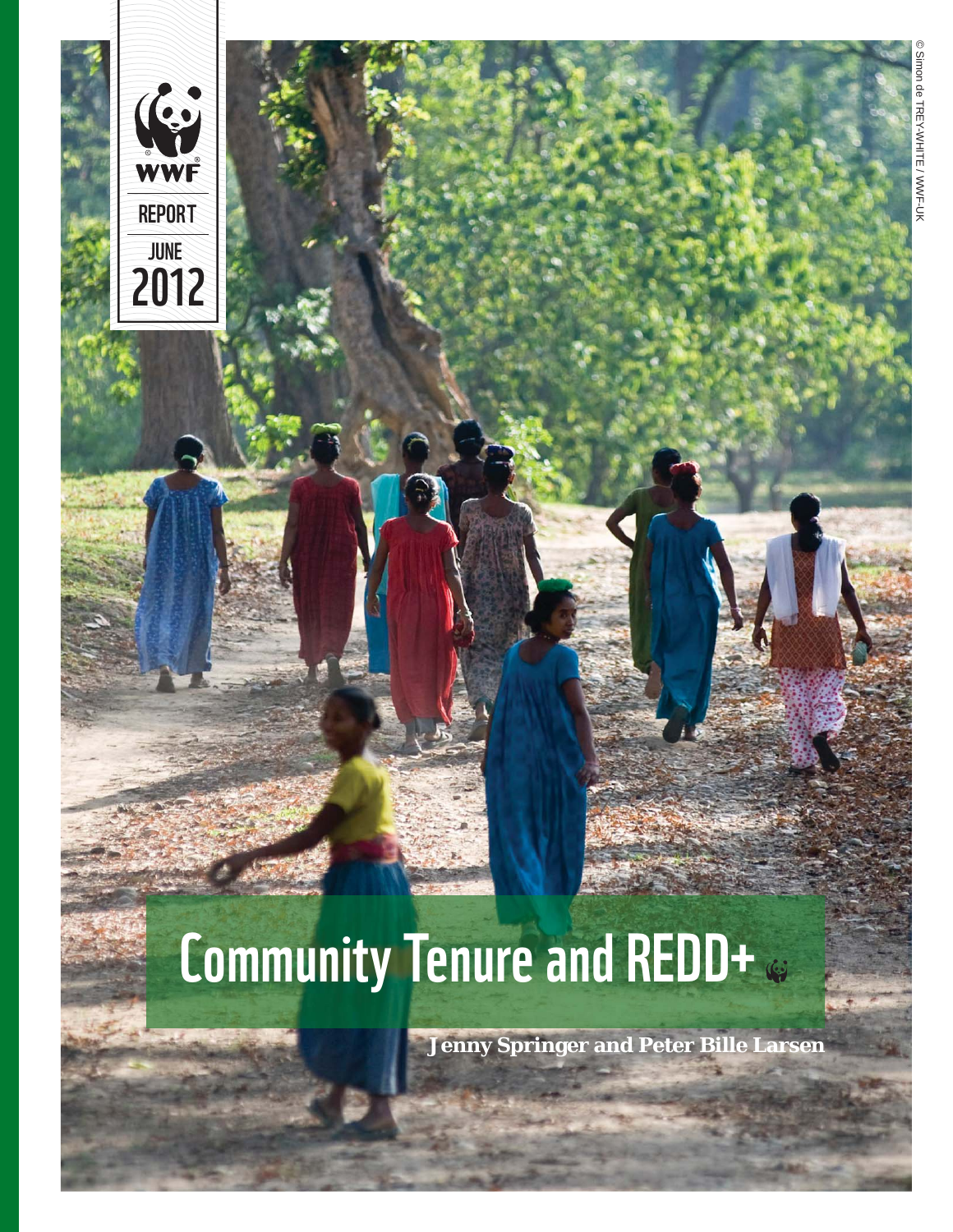WWF

REPORT

JUNE 2012

# Community Tenure and REDD+

**Jenny Springer and Peter Bille Larsen**

© Simon de TREY-WHITE / WWF-UK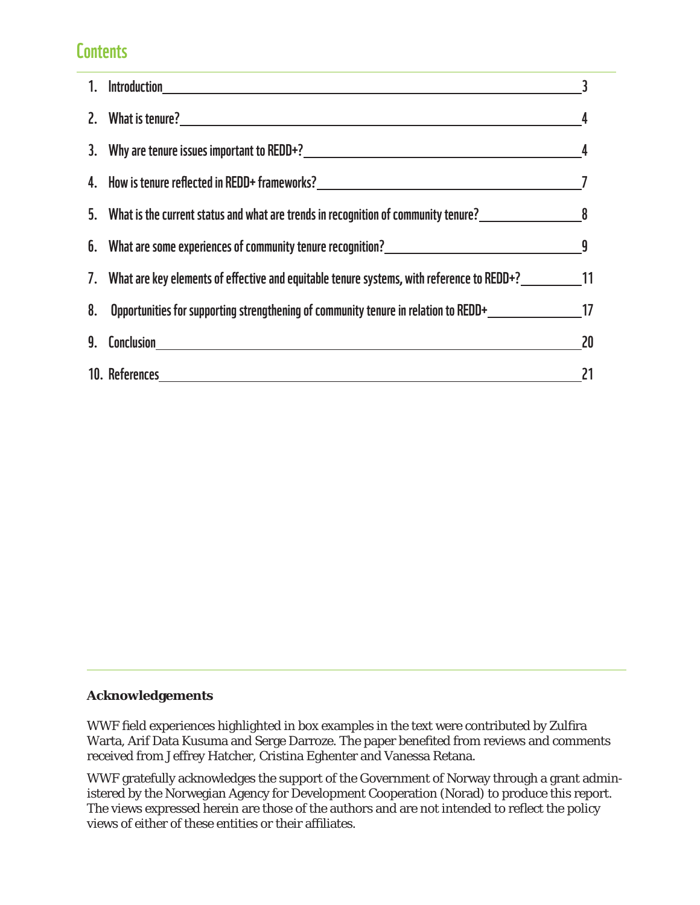## Contents

1. Introduction 3
2. What is tenure? 4
3. Why are tenure issues important to REDD+? 4
4. How is tenure reflected in REDD+ frameworks? 7
5. What is the current status and what are trends in recognition of community tenure? 8
6. What are some experiences of community tenure recognition? 9
7. What are key elements of effective and equitable tenure systems, with reference to REDD+? 11
8. Opportunities for supporting strengthening of community tenure in relation to REDD+ 17
9. Conclusion 20
10. References 21

---

**Acknowledgements**

WWF field experiences highlighted in box examples in the text were contributed by Zulfira Warta, Arif Data Kusuma and Serge Darroze. The paper benefited from reviews and comments received from Jeffrey Hatcher, Cristina Eghenter and Vanessa Retana.

WWF gratefully acknowledges the support of the Government of Norway through a grant administered by the Norwegian Agency for Development Cooperation (Norad) to produce this report. The views expressed herein are those of the authors and are not intended to reflect the policy views of either of these entities or their affiliates.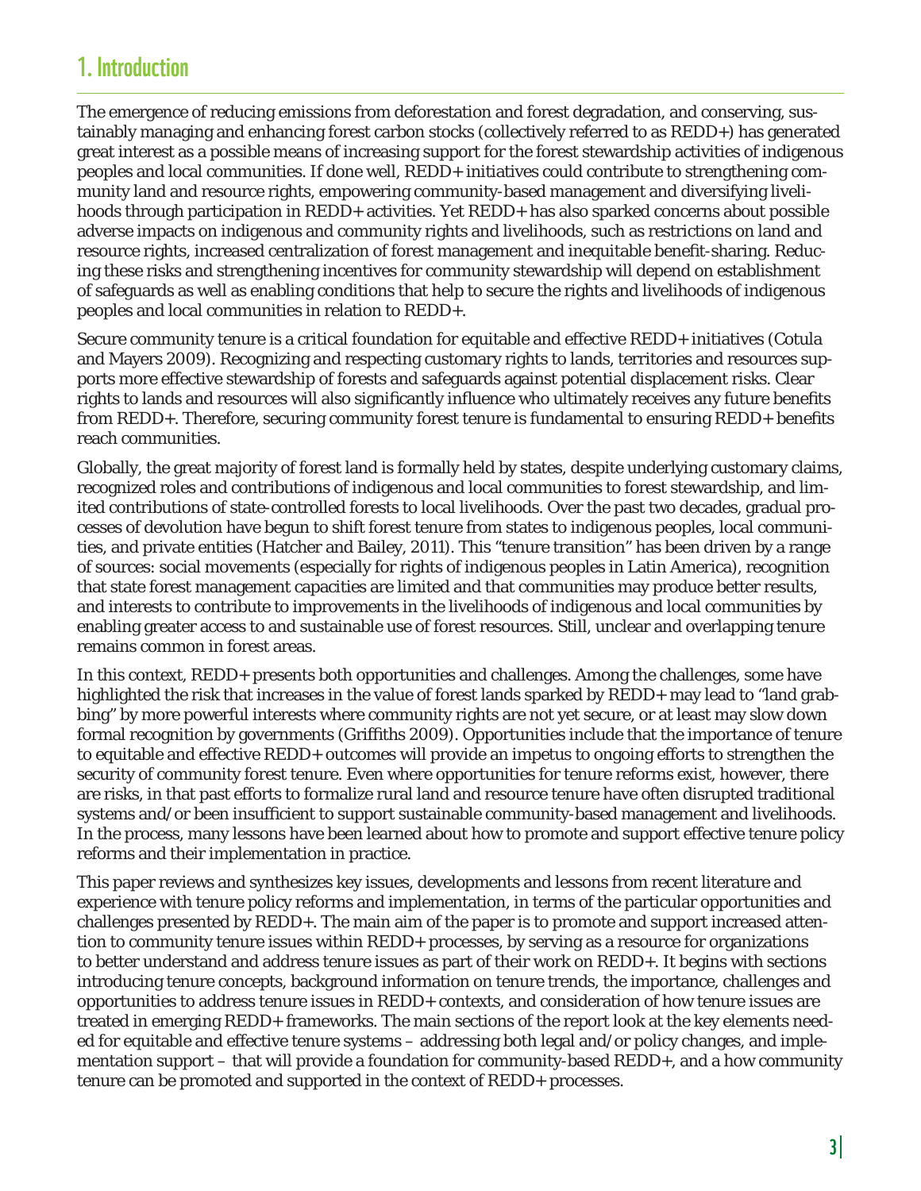# 1. Introduction

The emergence of reducing emissions from deforestation and forest degradation, and conserving, sustainably managing and enhancing forest carbon stocks (collectively referred to as REDD+) has generated great interest as a possible means of increasing support for the forest stewardship activities of indigenous peoples and local communities. If done well, REDD+ initiatives could contribute to strengthening community land and resource rights, empowering community-based management and diversifying livelihoods through participation in REDD+ activities. Yet REDD+ has also sparked concerns about possible adverse impacts on indigenous and community rights and livelihoods, such as restrictions on land and resource rights, increased centralization of forest management and inequitable benefit-sharing. Reducing these risks and strengthening incentives for community stewardship will depend on establishment of safeguards as well as enabling conditions that help to secure the rights and livelihoods of indigenous peoples and local communities in relation to REDD+.

Secure community tenure is a critical foundation for equitable and effective REDD+ initiatives (Cotula and Mayers 2009). Recognizing and respecting customary rights to lands, territories and resources supports more effective stewardship of forests and safeguards against potential displacement risks. Clear rights to lands and resources will also significantly influence who ultimately receives any future benefits from REDD+. Therefore, securing community forest tenure is fundamental to ensuring REDD+ benefits reach communities.

Globally, the great majority of forest land is formally held by states, despite underlying customary claims, recognized roles and contributions of indigenous and local communities to forest stewardship, and limited contributions of state-controlled forests to local livelihoods. Over the past two decades, gradual processes of devolution have begun to shift forest tenure from states to indigenous peoples, local communities, and private entities (Hatcher and Bailey, 2011). This "tenure transition" has been driven by a range of sources: social movements (especially for rights of indigenous peoples in Latin America), recognition that state forest management capacities are limited and that communities may produce better results, and interests to contribute to improvements in the livelihoods of indigenous and local communities by enabling greater access to and sustainable use of forest resources. Still, unclear and overlapping tenure remains common in forest areas.

In this context, REDD+ presents both opportunities and challenges. Among the challenges, some have highlighted the risk that increases in the value of forest lands sparked by REDD+ may lead to "land grabbing" by more powerful interests where community rights are not yet secure, or at least may slow down formal recognition by governments (Griffiths 2009). Opportunities include that the importance of tenure to equitable and effective REDD+ outcomes will provide an impetus to ongoing efforts to strengthen the security of community forest tenure. Even where opportunities for tenure reforms exist, however, there are risks, in that past efforts to formalize rural land and resource tenure have often disrupted traditional systems and/or been insufficient to support sustainable community-based management and livelihoods. In the process, many lessons have been learned about how to promote and support effective tenure policy reforms and their implementation in practice.

This paper reviews and synthesizes key issues, developments and lessons from recent literature and experience with tenure policy reforms and implementation, in terms of the particular opportunities and challenges presented by REDD+. The main aim of the paper is to promote and support increased attention to community tenure issues within REDD+ processes, by serving as a resource for organizations to better understand and address tenure issues as part of their work on REDD+. It begins with sections introducing tenure concepts, background information on tenure trends, the importance, challenges and opportunities to address tenure issues in REDD+ contexts, and consideration of how tenure issues are treated in emerging REDD+ frameworks. The main sections of the report look at the key elements needed for equitable and effective tenure systems – addressing both legal and/or policy changes, and implementation support – that will provide a foundation for community-based REDD+, and a how community tenure can be promoted and supported in the context of REDD+ processes.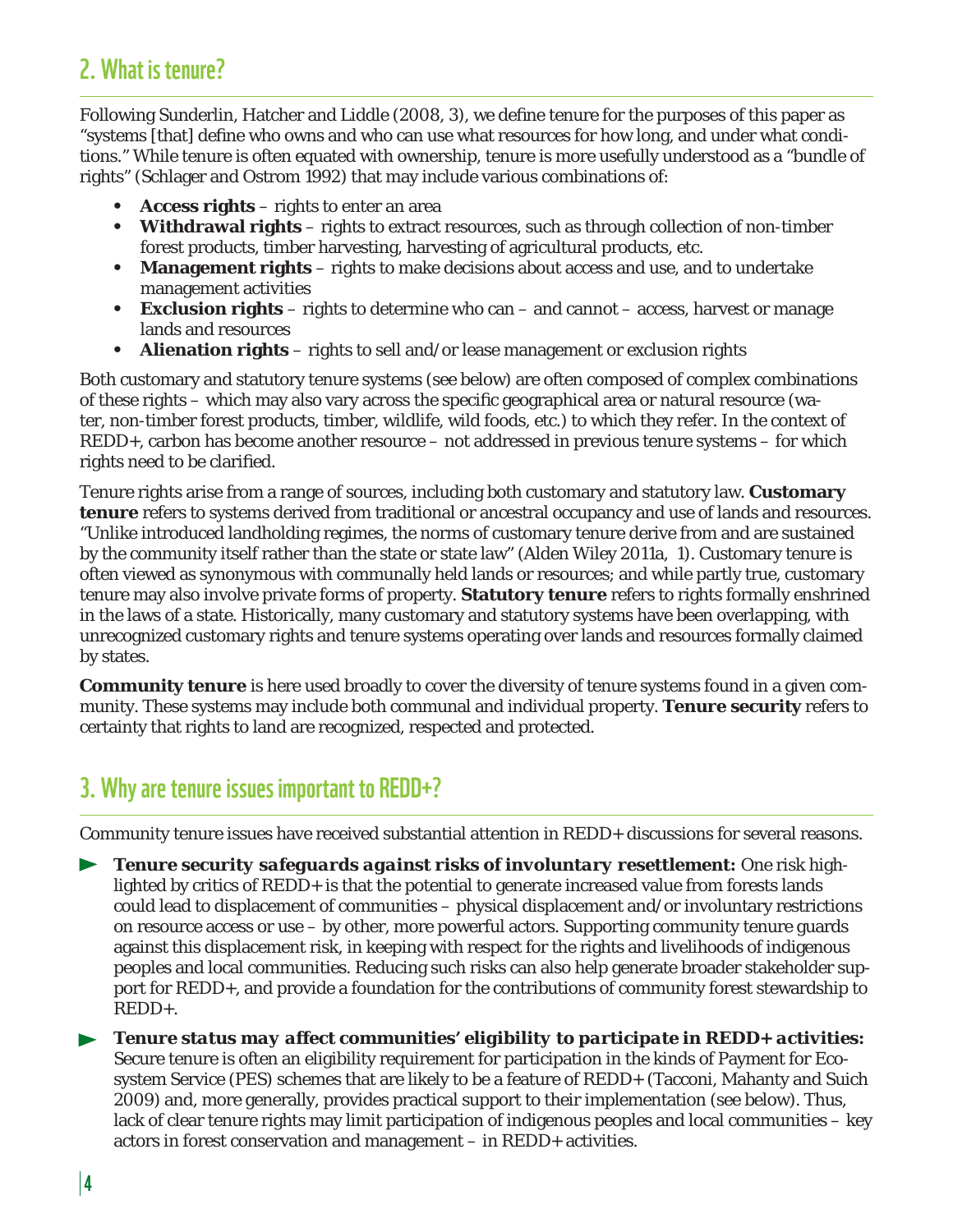## 2. What is tenure?

Following Sunderlin, Hatcher and Liddle (2008, 3), we define tenure for the purposes of this paper as "systems [that] define who owns and who can use what resources for how long, and under what conditions." While tenure is often equated with ownership, tenure is more usefully understood as a "bundle of rights" (Schlager and Ostrom 1992) that may include various combinations of:

- **Access rights** – rights to enter an area
- **Withdrawal rights** – rights to extract resources, such as through collection of non-timber forest products, timber harvesting, harvesting of agricultural products, etc.
- **Management rights** – rights to make decisions about access and use, and to undertake management activities
- **Exclusion rights** – rights to determine who can – and cannot – access, harvest or manage lands and resources
- **Alienation rights** – rights to sell and/or lease management or exclusion rights

Both customary and statutory tenure systems (see below) are often composed of complex combinations of these rights – which may also vary across the specific geographical area or natural resource (water, non-timber forest products, timber, wildlife, wild foods, etc.) to which they refer. In the context of REDD+, carbon has become another resource – not addressed in previous tenure systems – for which rights need to be clarified.

Tenure rights arise from a range of sources, including both customary and statutory law. **Customary tenure** refers to systems derived from traditional or ancestral occupancy and use of lands and resources. "Unlike introduced landholding regimes, the norms of customary tenure derive from and are sustained by the community itself rather than the state or state law" (Alden Wiley 2011a, 1). Customary tenure is often viewed as synonymous with communally held lands or resources; and while partly true, customary tenure may also involve private forms of property. **Statutory tenure** refers to rights formally enshrined in the laws of a state. Historically, many customary and statutory systems have been overlapping, with unrecognized customary rights and tenure systems operating over lands and resources formally claimed by states.

**Community tenure** is here used broadly to cover the diversity of tenure systems found in a given community. These systems may include both communal and individual property. **Tenure security** refers to certainty that rights to land are recognized, respected and protected.

## 3. Why are tenure issues important to REDD+?

Community tenure issues have received substantial attention in REDD+ discussions for several reasons.

- ***Tenure security safeguards against risks of involuntary resettlement:*** One risk highlighted by critics of REDD+ is that the potential to generate increased value from forests lands could lead to displacement of communities – physical displacement and/or involuntary restrictions on resource access or use – by other, more powerful actors. Supporting community tenure guards against this displacement risk, in keeping with respect for the rights and livelihoods of indigenous peoples and local communities. Reducing such risks can also help generate broader stakeholder support for REDD+, and provide a foundation for the contributions of community forest stewardship to REDD+.
- ***Tenure status may affect communities' eligibility to participate in REDD+ activities:*** Secure tenure is often an eligibility requirement for participation in the kinds of Payment for Ecosystem Service (PES) schemes that are likely to be a feature of REDD+ (Tacconi, Mahanty and Suich 2009) and, more generally, provides practical support to their implementation (see below). Thus, lack of clear tenure rights may limit participation of indigenous peoples and local communities – key actors in forest conservation and management – in REDD+ activities.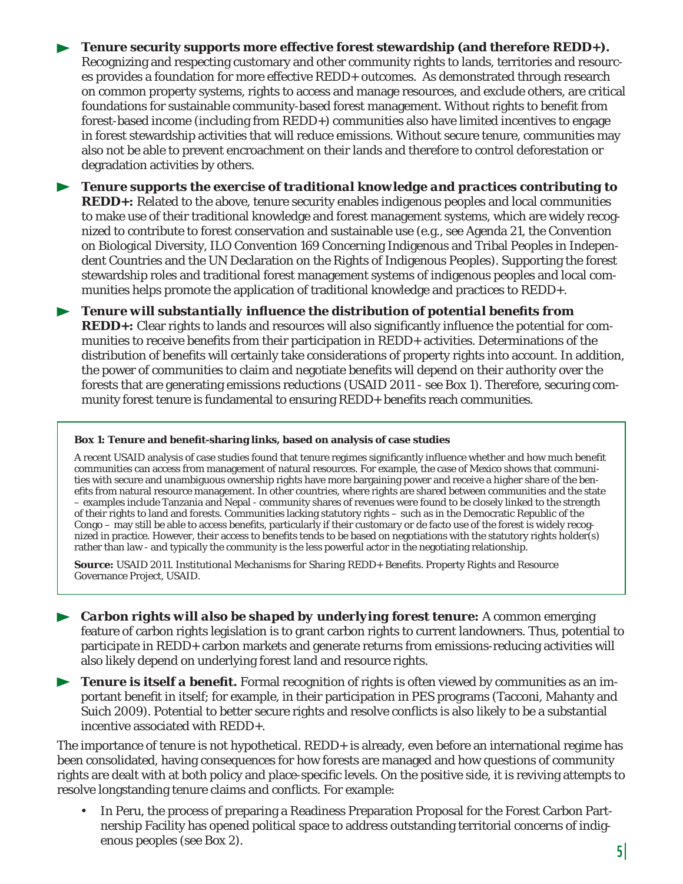- **Tenure security supports more effective forest stewardship (and therefore REDD+).** Recognizing and respecting customary and other community rights to lands, territories and resources provides a foundation for more effective REDD+ outcomes. As demonstrated through research on common property systems, rights to access and manage resources, and exclude others, are critical foundations for sustainable community-based forest management. Without rights to benefit from forest-based income (including from REDD+) communities also have limited incentives to engage in forest stewardship activities that will reduce emissions. Without secure tenure, communities may also not be able to prevent encroachment on their lands and therefore to control deforestation or degradation activities by others.

- ***Tenure supports the exercise of traditional knowledge and practices contributing to REDD+:*** Related to the above, tenure security enables indigenous peoples and local communities to make use of their traditional knowledge and forest management systems, which are widely recognized to contribute to forest conservation and sustainable use (e.g., see Agenda 21, the Convention on Biological Diversity, ILO Convention 169 Concerning Indigenous and Tribal Peoples in Independent Countries and the UN Declaration on the Rights of Indigenous Peoples). Supporting the forest stewardship roles and traditional forest management systems of indigenous peoples and local communities helps promote the application of traditional knowledge and practices to REDD+.

- ***Tenure will substantially influence the distribution of potential benefits from REDD+:*** Clear rights to lands and resources will also significantly influence the potential for communities to receive benefits from their participation in REDD+ activities. Determinations of the distribution of benefits will certainly take considerations of property rights into account. In addition, the power of communities to claim and negotiate benefits will depend on their authority over the forests that are generating emissions reductions (USAID 2011 - see Box 1). Therefore, securing community forest tenure is fundamental to ensuring REDD+ benefits reach communities.

> **Box 1: Tenure and benefit-sharing links, based on analysis of case studies**
>
> A recent USAID analysis of case studies found that tenure regimes significantly influence whether and how much benefit communities can access from management of natural resources. For example, the case of Mexico shows that communities with secure and unambiguous ownership rights have more bargaining power and receive a higher share of the benefits from natural resource management. In other countries, where rights are shared between communities and the state – examples include Tanzania and Nepal - community shares of revenues were found to be closely linked to the strength of their rights to land and forests. Communities lacking statutory rights – such as in the Democratic Republic of the Congo – may still be able to access benefits, particularly if their customary or de facto use of the forest is widely recognized in practice. However, their access to benefits tends to be based on negotiations with the statutory rights holder(s) rather than law - and typically the community is the less powerful actor in the negotiating relationship.
>
> **Source:** USAID 2011. *Institutional Mechanisms for Sharing REDD+ Benefits.* Property Rights and Resource Governance Project, USAID.

- ***Carbon rights will also be shaped by underlying forest tenure:*** A common emerging feature of carbon rights legislation is to grant carbon rights to current landowners. Thus, potential to participate in REDD+ carbon markets and generate returns from emissions-reducing activities will also likely depend on underlying forest land and resource rights.

- **Tenure is itself a benefit.** Formal recognition of rights is often viewed by communities as an important benefit in itself; for example, in their participation in PES programs (Tacconi, Mahanty and Suich 2009). Potential to better secure rights and resolve conflicts is also likely to be a substantial incentive associated with REDD+.

The importance of tenure is not hypothetical. REDD+ is already, even before an international regime has been consolidated, having consequences for how forests are managed and how questions of community rights are dealt with at both policy and place-specific levels. On the positive side, it is reviving attempts to resolve longstanding tenure claims and conflicts. For example:

- In Peru, the process of preparing a Readiness Preparation Proposal for the Forest Carbon Partnership Facility has opened political space to address outstanding territorial concerns of indigenous peoples (see Box 2).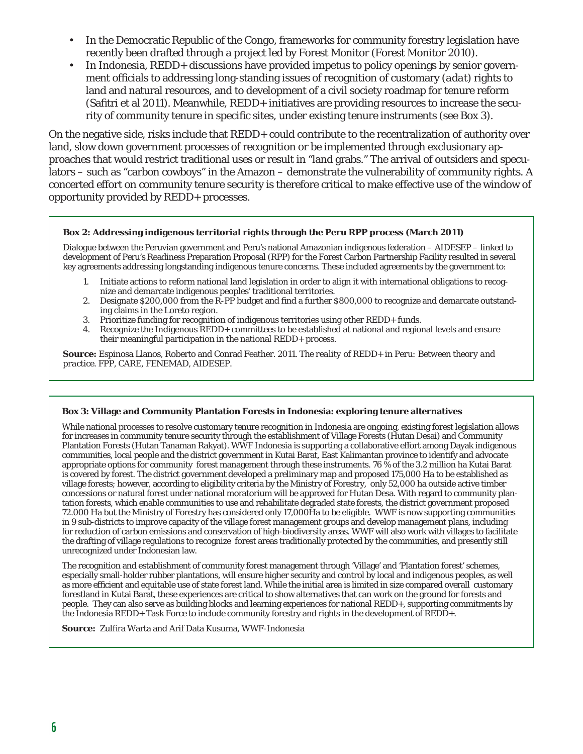- In the Democratic Republic of the Congo, frameworks for community forestry legislation have recently been drafted through a project led by Forest Monitor (Forest Monitor 2010).
- In Indonesia, REDD+ discussions have provided impetus to policy openings by senior government officials to addressing long-standing issues of recognition of customary (*adat*) rights to land and natural resources, and to development of a civil society roadmap for tenure reform (Safitri et al 2011). Meanwhile, REDD+ initiatives are providing resources to increase the security of community tenure in specific sites, under existing tenure instruments (see Box 3).

On the negative side, risks include that REDD+ could contribute to the recentralization of authority over land, slow down government processes of recognition or be implemented through exclusionary approaches that would restrict traditional uses or result in "land grabs." The arrival of outsiders and speculators – such as "carbon cowboys" in the Amazon – demonstrate the vulnerability of community rights. A concerted effort on community tenure security is therefore critical to make effective use of the window of opportunity provided by REDD+ processes.

**Box 2: Addressing indigenous territorial rights through the Peru RPP process (March 2011)**

Dialogue between the Peruvian government and Peru's national Amazonian indigenous federation – AIDESEP – linked to development of Peru's Readiness Preparation Proposal (RPP) for the Forest Carbon Partnership Facility resulted in several key agreements addressing longstanding indigenous tenure concerns. These included agreements by the government to:

1. Initiate actions to reform national land legislation in order to align it with international obligations to recognize and demarcate indigenous peoples' traditional territories.
2. Designate $200,000 from the R-PP budget and find a further $800,000 to recognize and demarcate outstanding claims in the Loreto region.
3. Prioritize funding for recognition of indigenous territories using other REDD+ funds.
4. Recognize the Indigenous REDD+ committees to be established at national and regional levels and ensure their meaningful participation in the national REDD+ process.

**Source:** Espinosa Llanos, Roberto and Conrad Feather. 2011. *The reality of REDD+ in Peru: Between theory and practice*. FPP, CARE, FENEMAD, AIDESEP.

**Box 3: Village and Community Plantation Forests in Indonesia: exploring tenure alternatives**

While national processes to resolve customary tenure recognition in Indonesia are ongoing, existing forest legislation allows for increases in community tenure security through the establishment of Village Forests (Hutan Desai) and Community Plantation Forests (Hutan Tanaman Rakyat). WWF Indonesia is supporting a collaborative effort among Dayak indigenous communities, local people and the district government in Kutai Barat, East Kalimantan province to identify and advocate appropriate options for community forest management through these instruments. 76 % of the 3.2 million ha Kutai Barat is covered by forest. The district government developed a preliminary map and proposed 175,000 Ha to be established as village forests; however, according to eligibility criteria by the Ministry of Forestry, only 52,000 ha outside active timber concessions or natural forest under national moratorium will be approved for Hutan Desa. With regard to community plantation forests, which enable communities to use and rehabilitate degraded state forests, the district government proposed 72.000 Ha but the Ministry of Forestry has considered only 17,000Ha to be eligible. WWF is now supporting communities in 9 sub-districts to improve capacity of the village forest management groups and develop management plans, including for reduction of carbon emissions and conservation of high-biodiversity areas. WWF will also work with villages to facilitate the drafting of village regulations to recognize forest areas traditionally protected by the communities, and presently still unrecognized under Indonesian law.

The recognition and establishment of community forest management through 'Village' and 'Plantation forest' schemes, especially small-holder rubber plantations, will ensure higher security and control by local and indigenous peoples, as well as more efficient and equitable use of state forest land. While the initial area is limited in size compared overall customary forestland in Kutai Barat, these experiences are critical to show alternatives that can work on the ground for forests and people. They can also serve as building blocks and learning experiences for national REDD+, supporting commitments by the Indonesia REDD+ Task Force to include community forestry and rights in the development of REDD+.

**Source:** Zulfira Warta and Arif Data Kusuma, WWF-Indonesia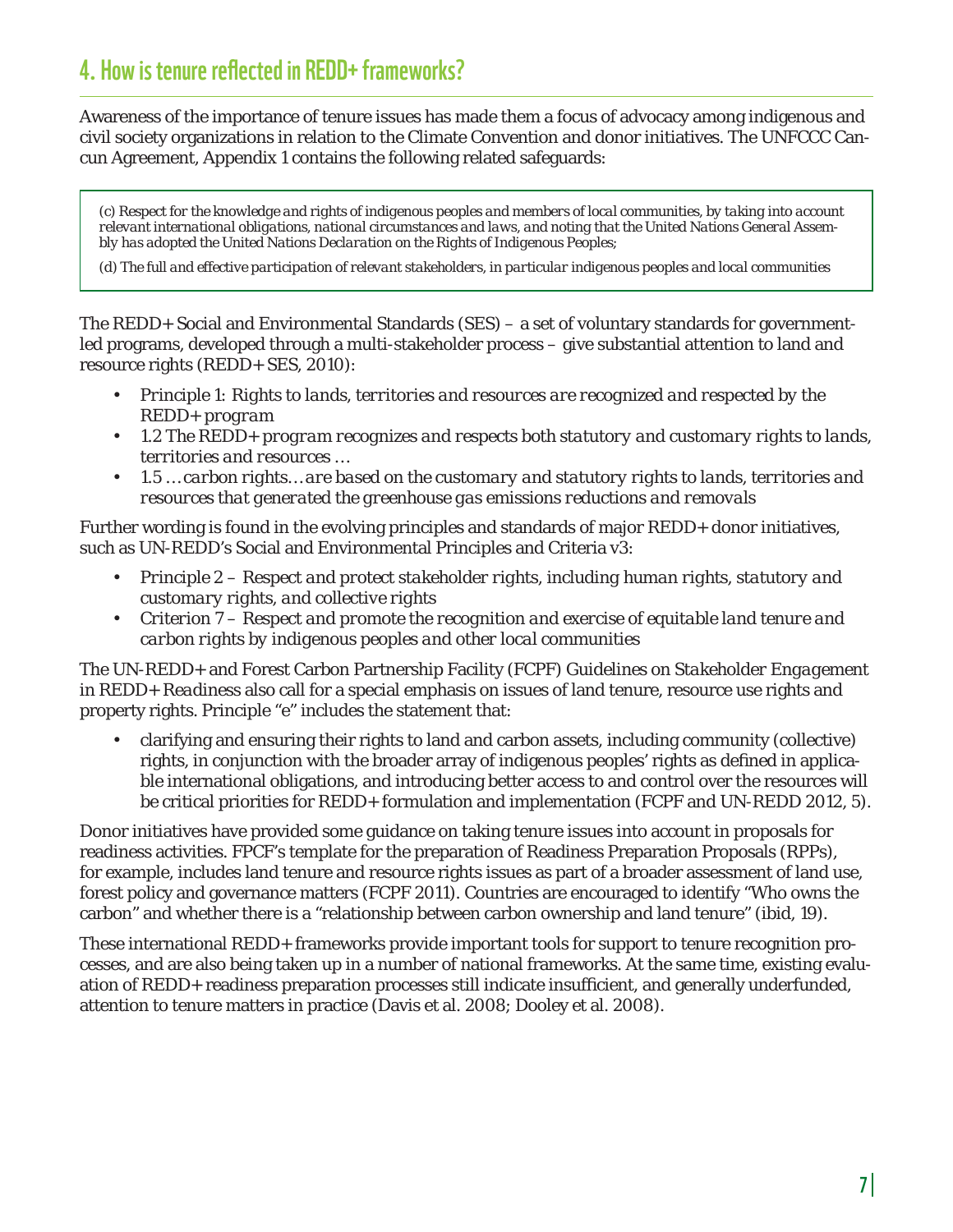## 4. How is tenure reflected in REDD+ frameworks?

Awareness of the importance of tenure issues has made them a focus of advocacy among indigenous and civil society organizations in relation to the Climate Convention and donor initiatives. The UNFCCC Cancun Agreement, Appendix 1 contains the following related safeguards:

> *(c) Respect for the knowledge and rights of indigenous peoples and members of local communities, by taking into account relevant international obligations, national circumstances and laws, and noting that the United Nations General Assembly has adopted the United Nations Declaration on the Rights of Indigenous Peoples;*
>
> *(d) The full and effective participation of relevant stakeholders, in particular indigenous peoples and local communities*

The REDD+ Social and Environmental Standards (SES) – a set of voluntary standards for government-led programs, developed through a multi-stakeholder process – give substantial attention to land and resource rights (REDD+ SES, 2010):

- *Principle 1: Rights to lands, territories and resources are recognized and respected by the REDD+ program*
- *1.2 The REDD+ program recognizes and respects both statutory and customary rights to lands, territories and resources …*
- *1.5 … carbon rights… are based on the customary and statutory rights to lands, territories and resources that generated the greenhouse gas emissions reductions and removals*

Further wording is found in the evolving principles and standards of major REDD+ donor initiatives, such as UN-REDD's Social and Environmental Principles and Criteria v3:

- *Principle 2 – Respect and protect stakeholder rights, including human rights, statutory and customary rights, and collective rights*
- *Criterion 7 – Respect and promote the recognition and exercise of equitable land tenure and carbon rights by indigenous peoples and other local communities*

The UN-REDD+ and Forest Carbon Partnership Facility (FCPF) Guidelines on *Stakeholder Engagement in REDD+ Readiness* also call for a special emphasis on issues of land tenure, resource use rights and property rights. Principle "e" includes the statement that:

- clarifying and ensuring their rights to land and carbon assets, including community (collective) rights, in conjunction with the broader array of indigenous peoples' rights as defined in applicable international obligations, and introducing better access to and control over the resources will be critical priorities for REDD+ formulation and implementation (FCPF and UN-REDD 2012, 5).

Donor initiatives have provided some guidance on taking tenure issues into account in proposals for readiness activities. FPCF's template for the preparation of Readiness Preparation Proposals (RPPs), for example, includes land tenure and resource rights issues as part of a broader assessment of land use, forest policy and governance matters (FCPF 2011). Countries are encouraged to identify "Who owns the carbon" and whether there is a "relationship between carbon ownership and land tenure" (ibid, 19).

These international REDD+ frameworks provide important tools for support to tenure recognition processes, and are also being taken up in a number of national frameworks. At the same time, existing evaluation of REDD+ readiness preparation processes still indicate insufficient, and generally underfunded, attention to tenure matters in practice (Davis et al. 2008; Dooley et al. 2008).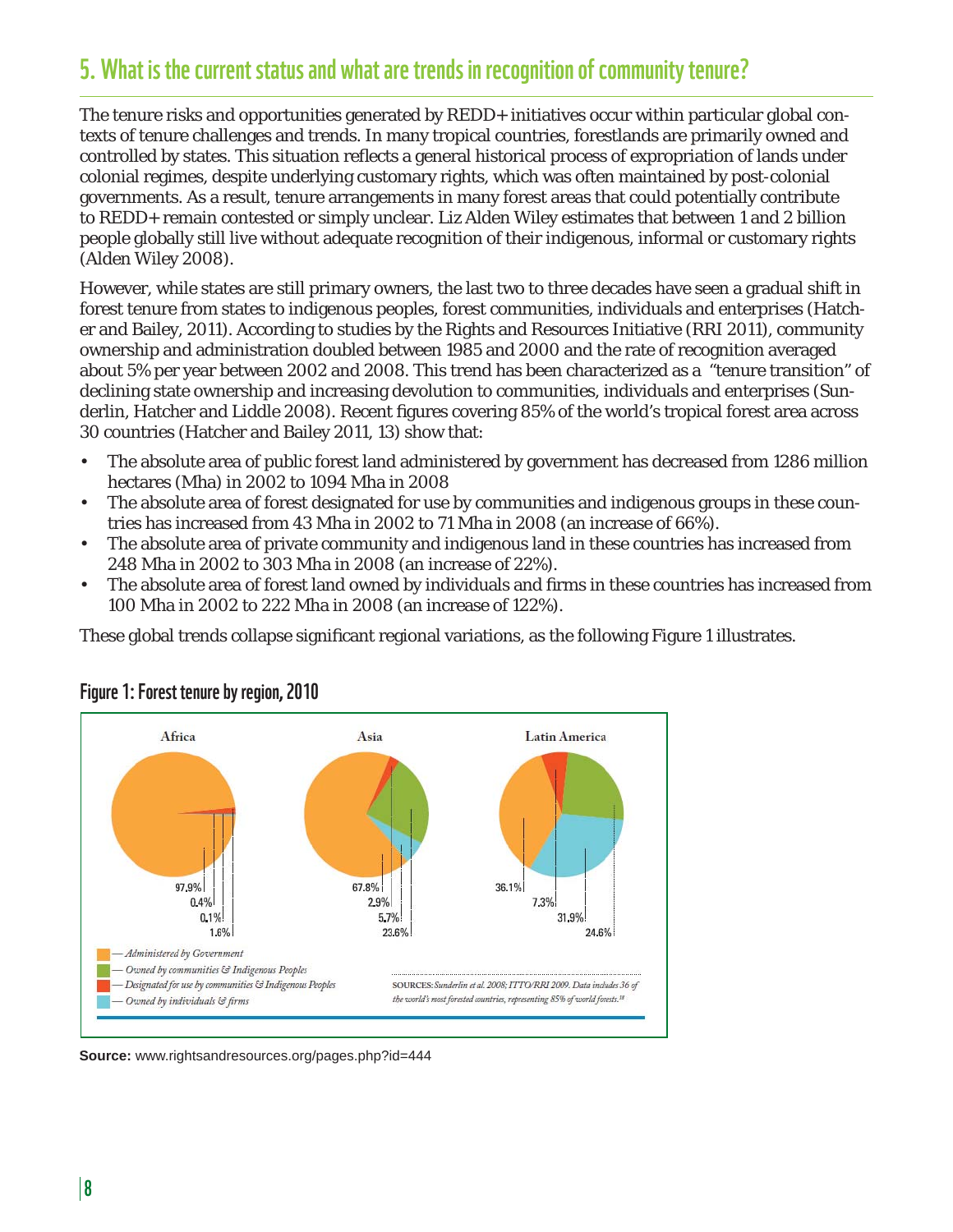## 5. What is the current status and what are trends in recognition of community tenure?

The tenure risks and opportunities generated by REDD+ initiatives occur within particular global contexts of tenure challenges and trends. In many tropical countries, forestlands are primarily owned and controlled by states. This situation reflects a general historical process of expropriation of lands under colonial regimes, despite underlying customary rights, which was often maintained by post-colonial governments. As a result, tenure arrangements in many forest areas that could potentially contribute to REDD+ remain contested or simply unclear. Liz Alden Wiley estimates that between 1 and 2 billion people globally still live without adequate recognition of their indigenous, informal or customary rights (Alden Wiley 2008).

However, while states are still primary owners, the last two to three decades have seen a gradual shift in forest tenure from states to indigenous peoples, forest communities, individuals and enterprises (Hatcher and Bailey, 2011). According to studies by the Rights and Resources Initiative (RRI 2011), community ownership and administration doubled between 1985 and 2000 and the rate of recognition averaged about 5% per year between 2002 and 2008. This trend has been characterized as a "tenure transition" of declining state ownership and increasing devolution to communities, individuals and enterprises (Sunderlin, Hatcher and Liddle 2008). Recent figures covering 85% of the world's tropical forest area across 30 countries (Hatcher and Bailey 2011, 13) show that:

- The absolute area of public forest land administered by government has decreased from 1286 million hectares (Mha) in 2002 to 1094 Mha in 2008
- The absolute area of forest designated for use by communities and indigenous groups in these countries has increased from 43 Mha in 2002 to 71 Mha in 2008 (an increase of 66%).
- The absolute area of private community and indigenous land in these countries has increased from 248 Mha in 2002 to 303 Mha in 2008 (an increase of 22%).
- The absolute area of forest land owned by individuals and firms in these countries has increased from 100 Mha in 2002 to 222 Mha in 2008 (an increase of 122%).

These global trends collapse significant regional variations, as the following Figure 1 illustrates.

### Figure 1: Forest tenure by region, 2010

| | Africa | Asia | Latin America |
|---|---|---|---|
| Administered by Government | 97.9% | 67.8% | 36.1% |
| Designated for use by communities & Indigenous Peoples | 0.4% | 2.9% | 7.3% |
| Owned by individuals & firms | 0.1% | 5.7% | 31.9% |
| Owned by communities & Indigenous Peoples | 1.6% | 23.6% | 24.6% |

SOURCES: *Sunderlin et al. 2008; ITTO/RRI 2009. Data includes 36 of the world's most forested countries, representing 85% of world forests.*[18]

**Source:** www.rightsandresources.org/pages.php?id=444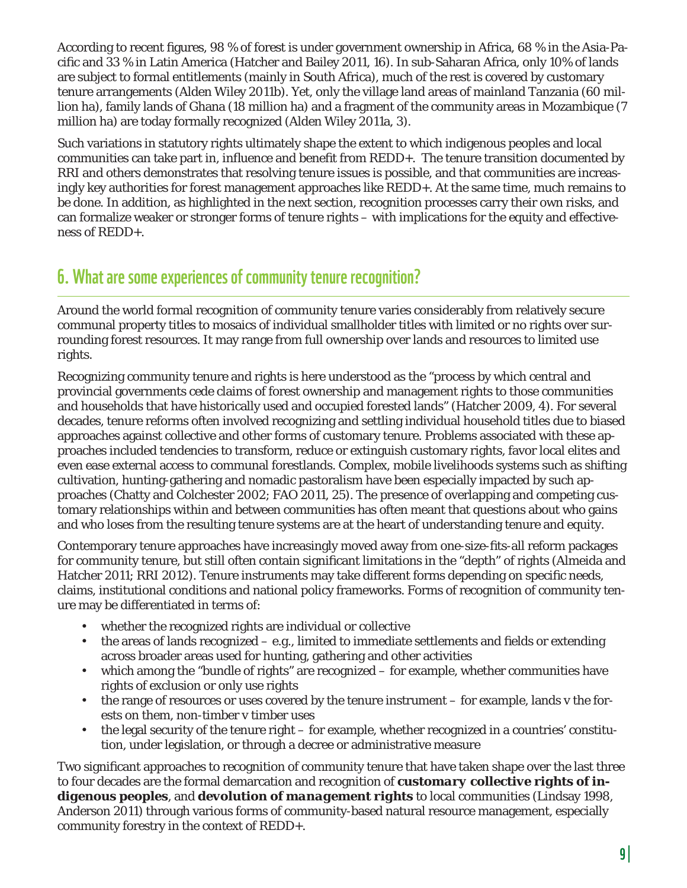According to recent figures, 98 % of forest is under government ownership in Africa, 68 % in the Asia-Pacific and 33 % in Latin America (Hatcher and Bailey 2011, 16). In sub-Saharan Africa, only 10% of lands are subject to formal entitlements (mainly in South Africa), much of the rest is covered by customary tenure arrangements (Alden Wiley 2011b). Yet, only the village land areas of mainland Tanzania (60 million ha), family lands of Ghana (18 million ha) and a fragment of the community areas in Mozambique (7 million ha) are today formally recognized (Alden Wiley 2011a, 3).

Such variations in statutory rights ultimately shape the extent to which indigenous peoples and local communities can take part in, influence and benefit from REDD+. The tenure transition documented by RRI and others demonstrates that resolving tenure issues is possible, and that communities are increasingly key authorities for forest management approaches like REDD+. At the same time, much remains to be done. In addition, as highlighted in the next section, recognition processes carry their own risks, and can formalize weaker or stronger forms of tenure rights – with implications for the equity and effectiveness of REDD+.

## 6. What are some experiences of community tenure recognition?

Around the world formal recognition of community tenure varies considerably from relatively secure communal property titles to mosaics of individual smallholder titles with limited or no rights over surrounding forest resources. It may range from full ownership over lands and resources to limited use rights.

Recognizing community tenure and rights is here understood as the "process by which central and provincial governments cede claims of forest ownership and management rights to those communities and households that have historically used and occupied forested lands" (Hatcher 2009, 4). For several decades, tenure reforms often involved recognizing and settling individual household titles due to biased approaches against collective and other forms of customary tenure. Problems associated with these approaches included tendencies to transform, reduce or extinguish customary rights, favor local elites and even ease external access to communal forestlands. Complex, mobile livelihoods systems such as shifting cultivation, hunting-gathering and nomadic pastoralism have been especially impacted by such approaches (Chatty and Colchester 2002; FAO 2011, 25). The presence of overlapping and competing customary relationships within and between communities has often meant that questions about who gains and who loses from the resulting tenure systems are at the heart of understanding tenure and equity.

Contemporary tenure approaches have increasingly moved away from one-size-fits-all reform packages for community tenure, but still often contain significant limitations in the "depth" of rights (Almeida and Hatcher 2011; RRI 2012). Tenure instruments may take different forms depending on specific needs, claims, institutional conditions and national policy frameworks. Forms of recognition of community tenure may be differentiated in terms of:

- whether the recognized rights are individual or collective
- the areas of lands recognized – e.g., limited to immediate settlements and fields or extending across broader areas used for hunting, gathering and other activities
- which among the "bundle of rights" are recognized – for example, whether communities have rights of exclusion or only use rights
- the range of resources or uses covered by the tenure instrument – for example, lands v the forests on them, non-timber v timber uses
- the legal security of the tenure right – for example, whether recognized in a countries' constitution, under legislation, or through a decree or administrative measure

Two significant approaches to recognition of community tenure that have taken shape over the last three to four decades are the formal demarcation and recognition of ***customary collective rights of indigenous peoples***, and ***devolution of management rights*** to local communities (Lindsay 1998, Anderson 2011) through various forms of community-based natural resource management, especially community forestry in the context of REDD+.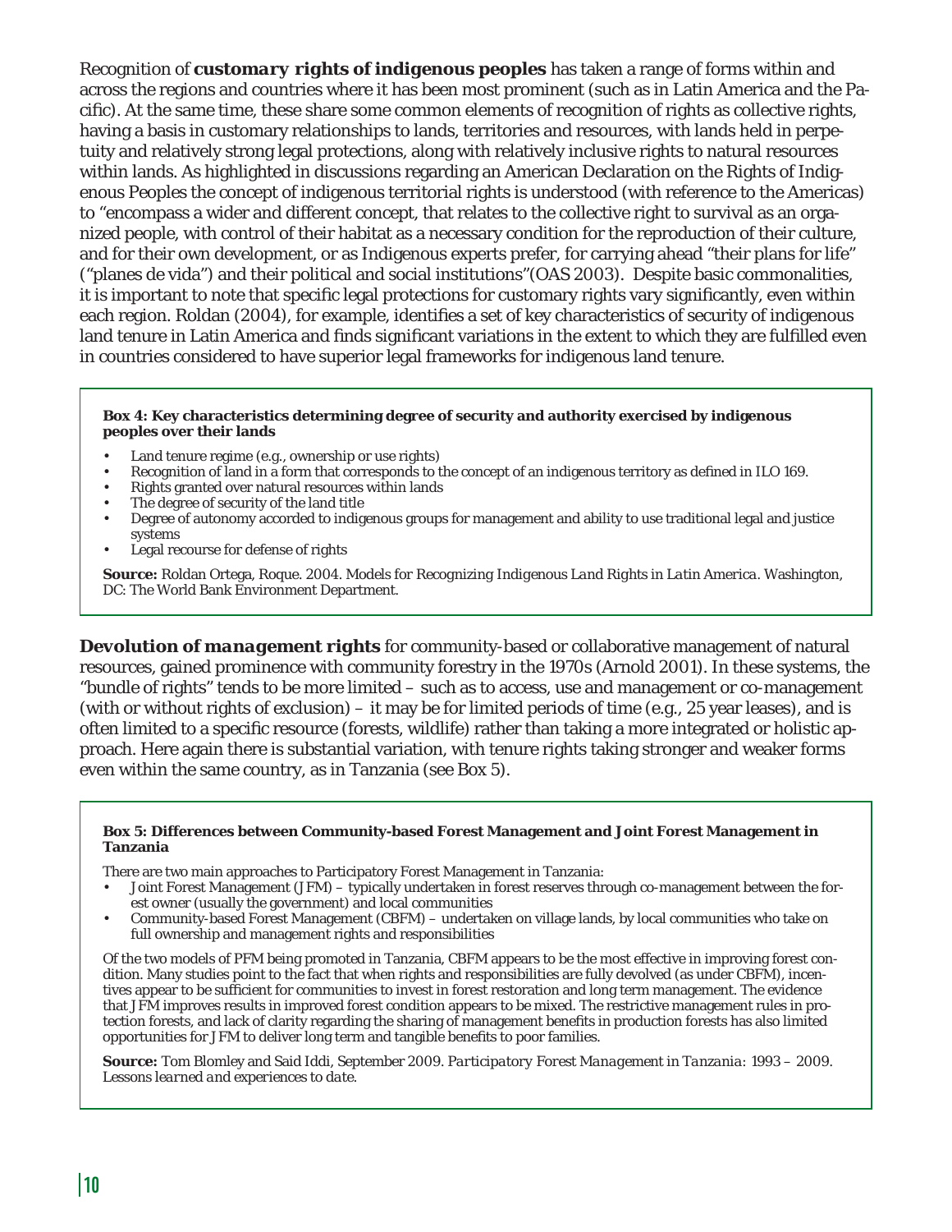Recognition of ***customary rights of indigenous peoples*** has taken a range of forms within and across the regions and countries where it has been most prominent (such as in Latin America and the Pacific). At the same time, these share some common elements of recognition of rights as collective rights, having a basis in customary relationships to lands, territories and resources, with lands held in perpetuity and relatively strong legal protections, along with relatively inclusive rights to natural resources within lands. As highlighted in discussions regarding an American Declaration on the Rights of Indigenous Peoples the concept of indigenous territorial rights is understood (with reference to the Americas) to "encompass a wider and different concept, that relates to the collective right to survival as an organized people, with control of their habitat as a necessary condition for the reproduction of their culture, and for their own development, or as Indigenous experts prefer, for carrying ahead "their plans for life" ("planes de vida") and their political and social institutions"(OAS 2003). Despite basic commonalities, it is important to note that specific legal protections for customary rights vary significantly, even within each region. Roldan (2004), for example, identifies a set of key characteristics of security of indigenous land tenure in Latin America and finds significant variations in the extent to which they are fulfilled even in countries considered to have superior legal frameworks for indigenous land tenure.

**Box 4: Key characteristics determining degree of security and authority exercised by indigenous peoples over their lands**

- Land tenure regime (e.g., ownership or use rights)
- Recognition of land in a form that corresponds to the concept of an indigenous territory as defined in ILO 169.
- Rights granted over natural resources within lands
- The degree of security of the land title
- Degree of autonomy accorded to indigenous groups for management and ability to use traditional legal and justice systems
- Legal recourse for defense of rights

**Source:** Roldan Ortega, Roque. 2004. *Models for Recognizing Indigenous Land Rights in Latin America*. Washington, DC: The World Bank Environment Department.

***Devolution of management rights*** for community-based or collaborative management of natural resources, gained prominence with community forestry in the 1970s (Arnold 2001). In these systems, the "bundle of rights" tends to be more limited – such as to access, use and management or co-management (with or without rights of exclusion) – it may be for limited periods of time (e.g., 25 year leases), and is often limited to a specific resource (forests, wildlife) rather than taking a more integrated or holistic approach. Here again there is substantial variation, with tenure rights taking stronger and weaker forms even within the same country, as in Tanzania (see Box 5).

**Box 5: Differences between Community-based Forest Management and Joint Forest Management in Tanzania**

There are two main approaches to Participatory Forest Management in Tanzania:

- Joint Forest Management (JFM) – typically undertaken in forest reserves through co-management between the forest owner (usually the government) and local communities
- Community-based Forest Management (CBFM) – undertaken on village lands, by local communities who take on full ownership and management rights and responsibilities

Of the two models of PFM being promoted in Tanzania, CBFM appears to be the most effective in improving forest condition. Many studies point to the fact that when rights and responsibilities are fully devolved (as under CBFM), incentives appear to be sufficient for communities to invest in forest restoration and long term management. The evidence that JFM improves results in improved forest condition appears to be mixed. The restrictive management rules in protection forests, and lack of clarity regarding the sharing of management benefits in production forests has also limited opportunities for JFM to deliver long term and tangible benefits to poor families.

**Source:** Tom Blomley and Said Iddi, September 2009. *Participatory Forest Management in Tanzania: 1993 – 2009. Lessons learned and experiences to date.*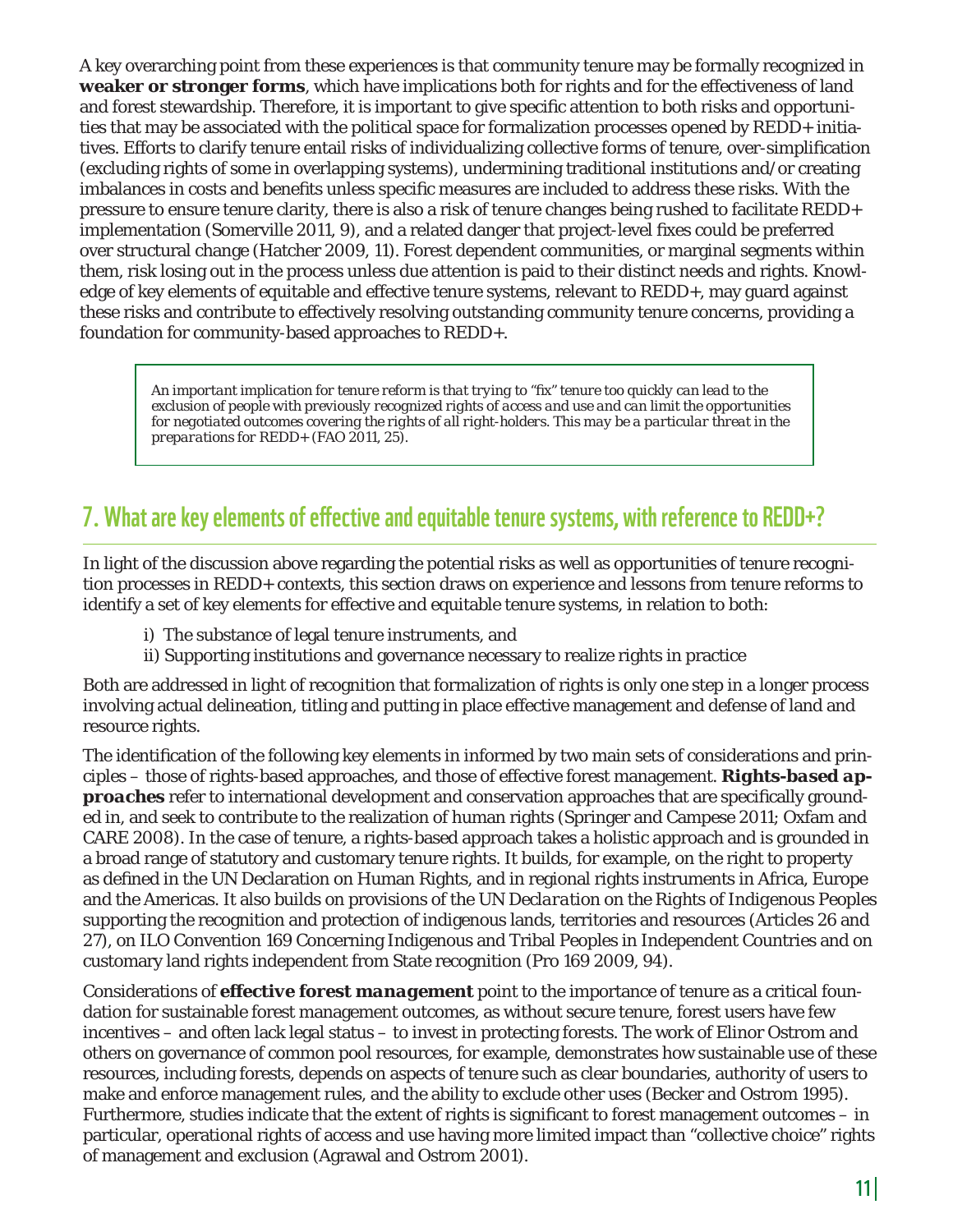A key overarching point from these experiences is that community tenure may be formally recognized in **weaker or stronger forms**, which have implications both for rights and for the effectiveness of land and forest stewardship. Therefore, it is important to give specific attention to both risks and opportunities that may be associated with the political space for formalization processes opened by REDD+ initiatives. Efforts to clarify tenure entail risks of individualizing collective forms of tenure, over-simplification (excluding rights of some in overlapping systems), undermining traditional institutions and/or creating imbalances in costs and benefits unless specific measures are included to address these risks. With the pressure to ensure tenure clarity, there is also a risk of tenure changes being rushed to facilitate REDD+ implementation (Somerville 2011, 9), and a related danger that project-level fixes could be preferred over structural change (Hatcher 2009, 11). Forest dependent communities, or marginal segments within them, risk losing out in the process unless due attention is paid to their distinct needs and rights. Knowledge of key elements of equitable and effective tenure systems, relevant to REDD+, may guard against these risks and contribute to effectively resolving outstanding community tenure concerns, providing a foundation for community-based approaches to REDD+.

> *An important implication for tenure reform is that trying to "fix" tenure too quickly can lead to the exclusion of people with previously recognized rights of access and use and can limit the opportunities for negotiated outcomes covering the rights of all right-holders. This may be a particular threat in the preparations for REDD+ (FAO 2011, 25).*

## 7. What are key elements of effective and equitable tenure systems, with reference to REDD+?

In light of the discussion above regarding the potential risks as well as opportunities of tenure recognition processes in REDD+ contexts, this section draws on experience and lessons from tenure reforms to identify a set of key elements for effective and equitable tenure systems, in relation to both:

i) The substance of legal tenure instruments, and
ii) Supporting institutions and governance necessary to realize rights in practice

Both are addressed in light of recognition that formalization of rights is only one step in a longer process involving actual delineation, titling and putting in place effective management and defense of land and resource rights.

The identification of the following key elements in informed by two main sets of considerations and principles – those of rights-based approaches, and those of effective forest management. ***Rights-based approaches*** refer to international development and conservation approaches that are specifically grounded in, and seek to contribute to the realization of human rights (Springer and Campese 2011; Oxfam and CARE 2008). In the case of tenure, a rights-based approach takes a holistic approach and is grounded in a broad range of statutory and customary tenure rights. It builds, for example, on the right to property as defined in the UN Declaration on Human Rights, and in regional rights instruments in Africa, Europe and the Americas. It also builds on provisions of the UN *Declaration* on the Rights of Indigenous Peoples supporting the recognition and protection of indigenous lands, territories and resources (Articles 26 and 27), on ILO Convention 169 Concerning Indigenous and Tribal Peoples in Independent Countries and on customary land rights independent from State recognition (Pro 169 2009, 94).

Considerations of ***effective forest management*** point to the importance of tenure as a critical foundation for sustainable forest management outcomes, as without secure tenure, forest users have few incentives – and often lack legal status – to invest in protecting forests. The work of Elinor Ostrom and others on governance of common pool resources, for example, demonstrates how sustainable use of these resources, including forests, depends on aspects of tenure such as clear boundaries, authority of users to make and enforce management rules, and the ability to exclude other uses (Becker and Ostrom 1995). Furthermore, studies indicate that the extent of rights is significant to forest management outcomes – in particular, operational rights of access and use having more limited impact than "collective choice" rights of management and exclusion (Agrawal and Ostrom 2001).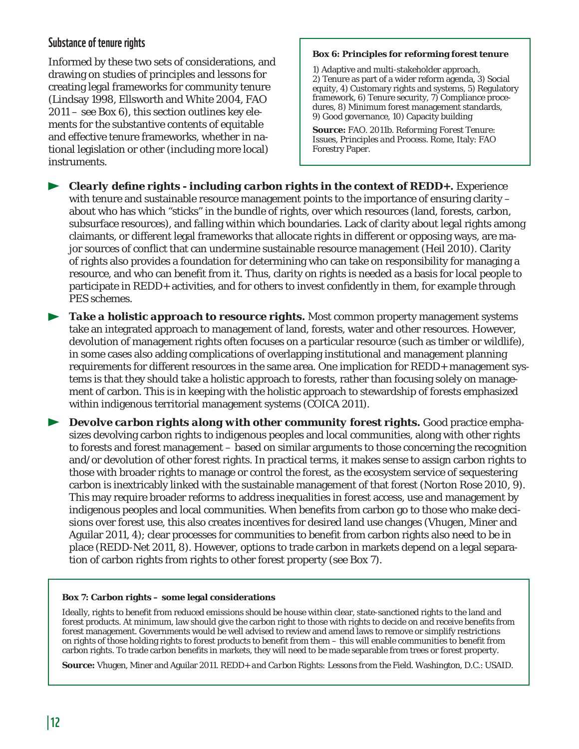## Substance of tenure rights

Informed by these two sets of considerations, and drawing on studies of principles and lessons for creating legal frameworks for community tenure (Lindsay 1998, Ellsworth and White 2004, FAO 2011 – see Box 6), this section outlines key elements for the substantive contents of equitable and effective tenure frameworks, whether in national legislation or other (including more local) instruments.

> **Box 6: Principles for reforming forest tenure**
>
> 1) Adaptive and multi-stakeholder approach, 2) Tenure as part of a wider reform agenda, 3) Social equity, 4) Customary rights and systems, 5) Regulatory framework, 6) Tenure security, 7) Compliance procedures, 8) Minimum forest management standards, 9) Good governance, 10) Capacity building
>
> **Source:** FAO. 2011b. *Reforming Forest Tenure: Issues, Principles and Process*. Rome, Italy: FAO Forestry Paper.

- ***Clearly define rights - including carbon rights in the context of REDD+.*** Experience with tenure and sustainable resource management points to the importance of ensuring clarity – about who has which "sticks" in the bundle of rights, over which resources (land, forests, carbon, subsurface resources), and falling within which boundaries. Lack of clarity about legal rights among claimants, or different legal frameworks that allocate rights in different or opposing ways, are major sources of conflict that can undermine sustainable resource management (Heil 2010). Clarity of rights also provides a foundation for determining who can take on responsibility for managing a resource, and who can benefit from it. Thus, clarity on rights is needed as a basis for local people to participate in REDD+ activities, and for others to invest confidently in them, for example through PES schemes.

- ***Take a holistic approach to resource rights.*** Most common property management systems take an integrated approach to management of land, forests, water and other resources. However, devolution of management rights often focuses on a particular resource (such as timber or wildlife), in some cases also adding complications of overlapping institutional and management planning requirements for different resources in the same area. One implication for REDD+ management systems is that they should take a holistic approach to forests, rather than focusing solely on management of carbon. This is in keeping with the holistic approach to stewardship of forests emphasized within indigenous territorial management systems (COICA 2011).

- ***Devolve carbon rights along with other community forest rights.*** Good practice emphasizes devolving carbon rights to indigenous peoples and local communities, along with other rights to forests and forest management – based on similar arguments to those concerning the recognition and/or devolution of other forest rights. In practical terms, it makes sense to assign carbon rights to those with broader rights to manage or control the forest, as the ecosystem service of sequestering carbon is inextricably linked with the sustainable management of that forest (Norton Rose 2010, 9). This may require broader reforms to address inequalities in forest access, use and management by indigenous peoples and local communities. When benefits from carbon go to those who make decisions over forest use, this also creates incentives for desired land use changes (Vhugen, Miner and Aguilar 2011, 4); clear processes for communities to benefit from carbon rights also need to be in place (REDD-Net 2011, 8). However, options to trade carbon in markets depend on a legal separation of carbon rights from rights to other forest property (see Box 7).

> **Box 7: Carbon rights – some legal considerations**
>
> Ideally, rights to benefit from reduced emissions should be house within clear, state-sanctioned rights to the land and forest products. At minimum, law should give the carbon right to those with rights to decide on and receive benefits from forest management. Governments would be well advised to review and amend laws to remove or simplify restrictions on rights of those holding rights to forest products to benefit from them – this will enable communities to benefit from carbon rights. To trade carbon benefits in markets, they will need to be made separable from trees or forest property.
>
> **Source:** Vhugen, Miner and Aguilar 2011. *REDD+ and Carbon Rights: Lessons from the Field*. Washington, D.C.: USAID.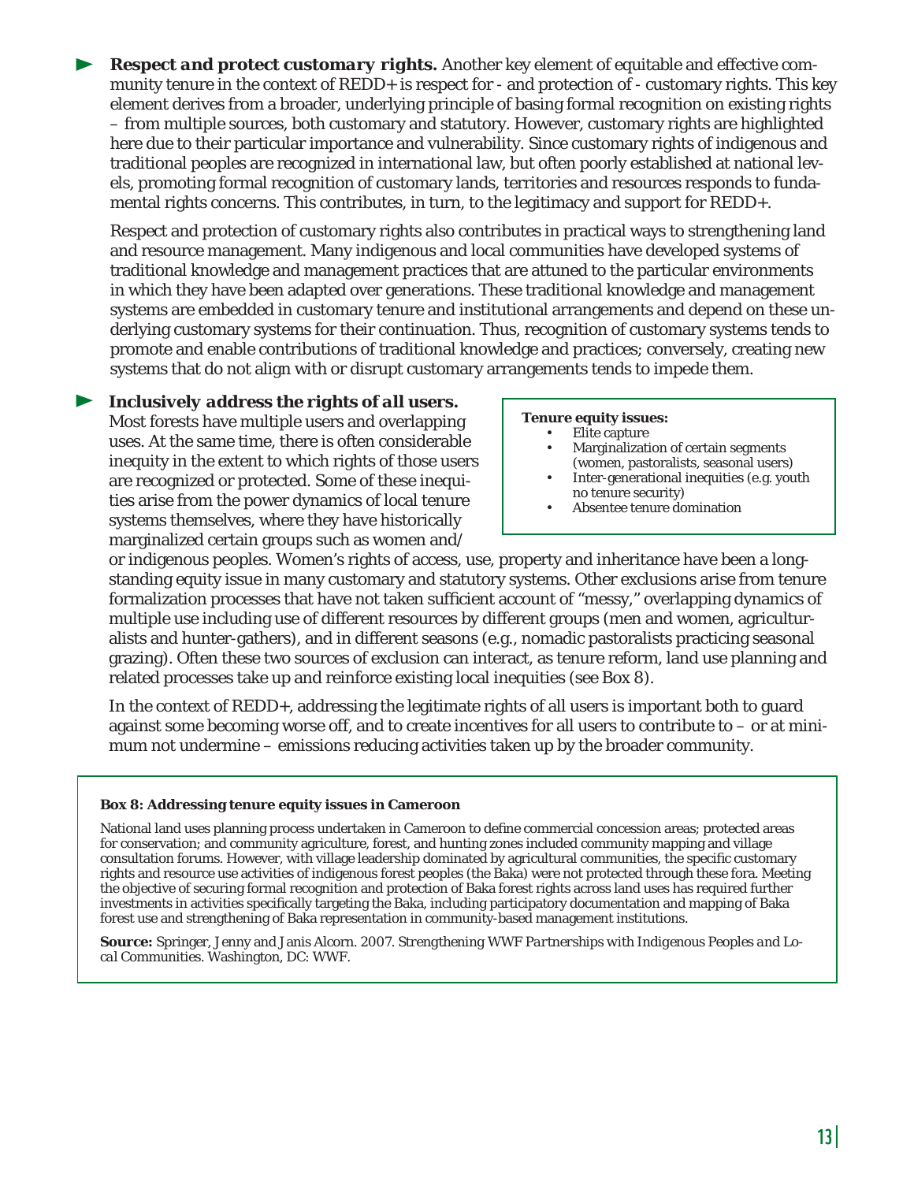- ► ***Respect and protect customary rights.*** Another key element of equitable and effective community tenure in the context of REDD+ is respect for - and protection of - customary rights. This key element derives from a broader, underlying principle of basing formal recognition on existing rights – from multiple sources, both customary and statutory. However, customary rights are highlighted here due to their particular importance and vulnerability. Since customary rights of indigenous and traditional peoples are recognized in international law, but often poorly established at national levels, promoting formal recognition of customary lands, territories and resources responds to fundamental rights concerns. This contributes, in turn, to the legitimacy and support for REDD+.

  Respect and protection of customary rights also contributes in practical ways to strengthening land and resource management. Many indigenous and local communities have developed systems of traditional knowledge and management practices that are attuned to the particular environments in which they have been adapted over generations. These traditional knowledge and management systems are embedded in customary tenure and institutional arrangements and depend on these underlying customary systems for their continuation. Thus, recognition of customary systems tends to promote and enable contributions of traditional knowledge and practices; conversely, creating new systems that do not align with or disrupt customary arrangements tends to impede them.

- ► ***Inclusively address the rights of all users.*** Most forests have multiple users and overlapping uses. At the same time, there is often considerable inequity in the extent to which rights of those users are recognized or protected. Some of these inequities arise from the power dynamics of local tenure systems themselves, where they have historically marginalized certain groups such as women and/or indigenous peoples. Women's rights of access, use, property and inheritance have been a longstanding equity issue in many customary and statutory systems. Other exclusions arise from tenure formalization processes that have not taken sufficient account of "messy," overlapping dynamics of multiple use including use of different resources by different groups (men and women, agriculturalists and hunter-gathers), and in different seasons (e.g., nomadic pastoralists practicing seasonal grazing). Often these two sources of exclusion can interact, as tenure reform, land use planning and related processes take up and reinforce existing local inequities (see Box 8).

  In the context of REDD+, addressing the legitimate rights of all users is important both to guard against some becoming worse off, and to create incentives for all users to contribute to – or at minimum not undermine – emissions reducing activities taken up by the broader community.

> **Tenure equity issues:**
> - Elite capture
> - Marginalization of certain segments (women, pastoralists, seasonal users)
> - Inter-generational inequities (e.g. youth no tenure security)
> - Absentee tenure domination

> **Box 8: Addressing tenure equity issues in Cameroon**
>
> National land uses planning process undertaken in Cameroon to define commercial concession areas; protected areas for conservation; and community agriculture, forest, and hunting zones included community mapping and village consultation forums. However, with village leadership dominated by agricultural communities, the specific customary rights and resource use activities of indigenous forest peoples (the Baka) were not protected through these fora. Meeting the objective of securing formal recognition and protection of Baka forest rights across land uses has required further investments in activities specifically targeting the Baka, including participatory documentation and mapping of Baka forest use and strengthening of Baka representation in community-based management institutions.
>
> **Source:** Springer, Jenny and Janis Alcorn. 2007. *Strengthening WWF Partnerships with Indigenous Peoples and Local Communities.* Washington, DC: WWF.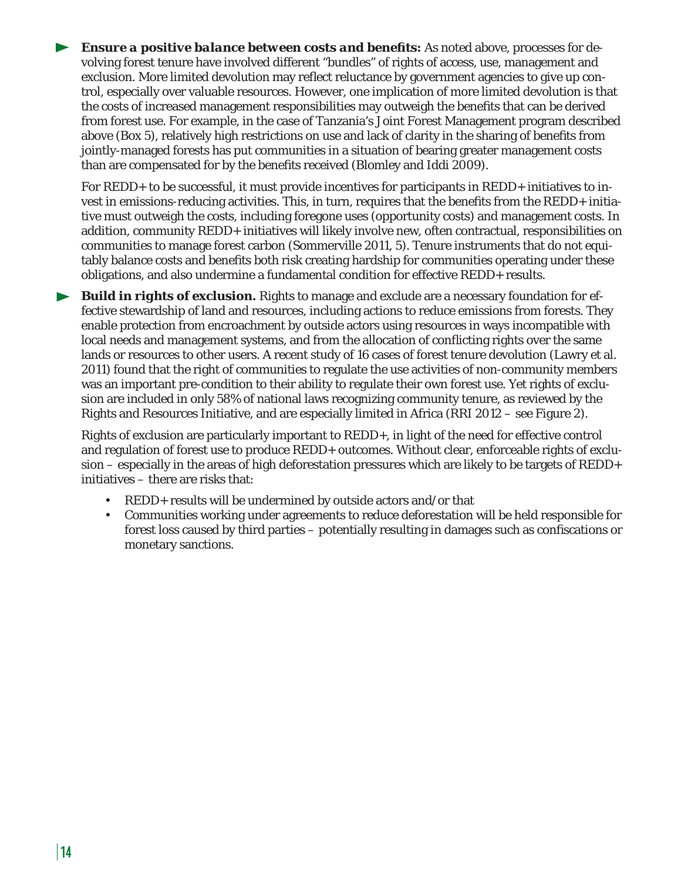- ***Ensure a positive balance between costs and benefits:*** As noted above, processes for devolving forest tenure have involved different "bundles" of rights of access, use, management and exclusion. More limited devolution may reflect reluctance by government agencies to give up control, especially over valuable resources. However, one implication of more limited devolution is that the costs of increased management responsibilities may outweigh the benefits that can be derived from forest use. For example, in the case of Tanzania's Joint Forest Management program described above (Box 5), relatively high restrictions on use and lack of clarity in the sharing of benefits from jointly-managed forests has put communities in a situation of bearing greater management costs than are compensated for by the benefits received (Blomley and Iddi 2009).

  For REDD+ to be successful, it must provide incentives for participants in REDD+ initiatives to invest in emissions-reducing activities. This, in turn, requires that the benefits from the REDD+ initiative must outweigh the costs, including foregone uses (opportunity costs) and management costs. In addition, community REDD+ initiatives will likely involve new, often contractual, responsibilities on communities to manage forest carbon (Sommerville 2011, 5). Tenure instruments that do not equitably balance costs and benefits both risk creating hardship for communities operating under these obligations, and also undermine a fundamental condition for effective REDD+ results.

- ***Build in rights of exclusion.*** Rights to manage and exclude are a necessary foundation for effective stewardship of land and resources, including actions to reduce emissions from forests. They enable protection from encroachment by outside actors using resources in ways incompatible with local needs and management systems, and from the allocation of conflicting rights over the same lands or resources to other users. A recent study of 16 cases of forest tenure devolution (Lawry et al. 2011) found that the right of communities to regulate the use activities of non-community members was an important pre-condition to their ability to regulate their own forest use. Yet rights of exclusion are included in only 58% of national laws recognizing community tenure, as reviewed by the Rights and Resources Initiative, and are especially limited in Africa (RRI 2012 – see Figure 2).

  Rights of exclusion are particularly important to REDD+, in light of the need for effective control and regulation of forest use to produce REDD+ outcomes. Without clear, enforceable rights of exclusion – especially in the areas of high deforestation pressures which are likely to be targets of REDD+ initiatives – there are risks that:

  - REDD+ results will be undermined by outside actors and/or that
  - Communities working under agreements to reduce deforestation will be held responsible for forest loss caused by third parties – potentially resulting in damages such as confiscations or monetary sanctions.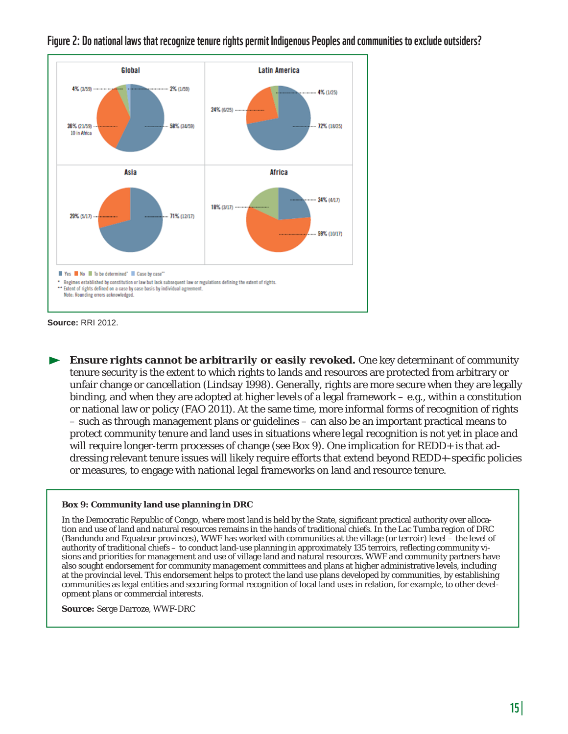**Figure 2: Do national laws that recognize tenure rights permit Indigenous Peoples and communities to exclude outsiders?**

Global: 4% (3/59), 2% (1/59), 36% (21/59) 10 in Africa, 58% (34/59)

Latin America: 4% (1/25), 24% (6/25), 72% (18/25)

Asia: 29% (5/17), 71% (12/17)

Africa: 18% (3/17), 24% (4/17), 59% (10/17)

Yes · No · To be determined* · Case by case**

\* Regimes established by constitution or law but lack subsequent law or regulations defining the extent of rights.
\** Extent of rights defined on a case by case basis by individual agreement.
Note: Rounding errors acknowledged.

**Source:** RRI 2012.

- ***Ensure rights cannot be arbitrarily or easily revoked.*** One key determinant of community tenure security is the extent to which rights to lands and resources are protected from arbitrary or unfair change or cancellation (Lindsay 1998). Generally, rights are more secure when they are legally binding, and when they are adopted at higher levels of a legal framework – e.g., within a constitution or national law or policy (FAO 2011). At the same time, more informal forms of recognition of rights – such as through management plans or guidelines – can also be an important practical means to protect community tenure and land uses in situations where legal recognition is not yet in place and will require longer-term processes of change (see Box 9). One implication for REDD+ is that addressing relevant tenure issues will likely require efforts that extend beyond REDD+-specific policies or measures, to engage with national legal frameworks on land and resource tenure.

**Box 9: Community land use planning in DRC**

In the Democratic Republic of Congo, where most land is held by the State, significant practical authority over allocation and use of land and natural resources remains in the hands of traditional chiefs. In the Lac Tumba region of DRC (Bandundu and Equateur provinces), WWF has worked with communities at the village (or terroir) level – the level of authority of traditional chiefs – to conduct land-use planning in approximately 135 terroirs, reflecting community visions and priorities for management and use of village land and natural resources. WWF and community partners have also sought endorsement for community management committees and plans at higher administrative levels, including at the provincial level. This endorsement helps to protect the land use plans developed by communities, by establishing communities as legal entities and securing formal recognition of local land uses in relation, for example, to other development plans or commercial interests.

**Source:** Serge Darroze, WWF-DRC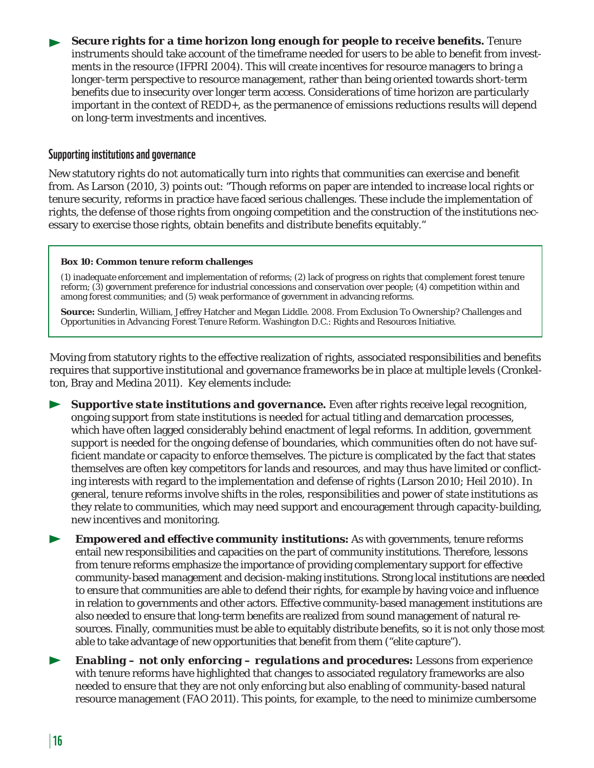- ***Secure rights for a time horizon long enough for people to receive benefits.*** Tenure instruments should take account of the timeframe needed for users to be able to benefit from investments in the resource (IFPRI 2004). This will create incentives for resource managers to bring a longer-term perspective to resource management, rather than being oriented towards short-term benefits due to insecurity over longer term access. Considerations of time horizon are particularly important in the context of REDD+, as the permanence of emissions reductions results will depend on long-term investments and incentives.

### Supporting institutions and governance

New statutory rights do not automatically turn into rights that communities can exercise and benefit from. As Larson (2010, 3) points out: "Though reforms on paper are intended to increase local rights or tenure security, reforms in practice have faced serious challenges. These include the implementation of rights, the defense of those rights from ongoing competition and the construction of the institutions necessary to exercise those rights, obtain benefits and distribute benefits equitably."

> **Box 10: Common tenure reform challenges**
>
> (1) inadequate enforcement and implementation of reforms; (2) lack of progress on rights that complement forest tenure reform; (3) government preference for industrial concessions and conservation over people; (4) competition within and among forest communities; and (5) weak performance of government in advancing reforms.
>
> **Source:** Sunderlin, William, Jeffrey Hatcher and Megan Liddle. 2008. *From Exclusion To Ownership? Challenges and Opportunities in Advancing Forest Tenure Reform.* Washington D.C.: Rights and Resources Initiative.

Moving from statutory rights to the effective realization of rights, associated responsibilities and benefits requires that supportive institutional and governance frameworks be in place at multiple levels (Cronkelton, Bray and Medina 2011). Key elements include:

- ***Supportive state institutions and governance.*** Even after rights receive legal recognition, ongoing support from state institutions is needed for actual titling and demarcation processes, which have often lagged considerably behind enactment of legal reforms. In addition, government support is needed for the ongoing defense of boundaries, which communities often do not have sufficient mandate or capacity to enforce themselves. The picture is complicated by the fact that states themselves are often key competitors for lands and resources, and may thus have limited or conflicting interests with regard to the implementation and defense of rights (Larson 2010; Heil 2010). In general, tenure reforms involve shifts in the roles, responsibilities and power of state institutions as they relate to communities, which may need support and encouragement through capacity-building, new incentives and monitoring.
- ***Empowered and effective community institutions:*** As with governments, tenure reforms entail new responsibilities and capacities on the part of community institutions. Therefore, lessons from tenure reforms emphasize the importance of providing complementary support for effective community-based management and decision-making institutions. Strong local institutions are needed to ensure that communities are able to defend their rights, for example by having voice and influence in relation to governments and other actors. Effective community-based management institutions are also needed to ensure that long-term benefits are realized from sound management of natural resources. Finally, communities must be able to equitably distribute benefits, so it is not only those most able to take advantage of new opportunities that benefit from them ("elite capture").
- ***Enabling – not only enforcing – regulations and procedures:*** Lessons from experience with tenure reforms have highlighted that changes to associated regulatory frameworks are also needed to ensure that they are not only enforcing but also enabling of community-based natural resource management (FAO 2011). This points, for example, to the need to minimize cumbersome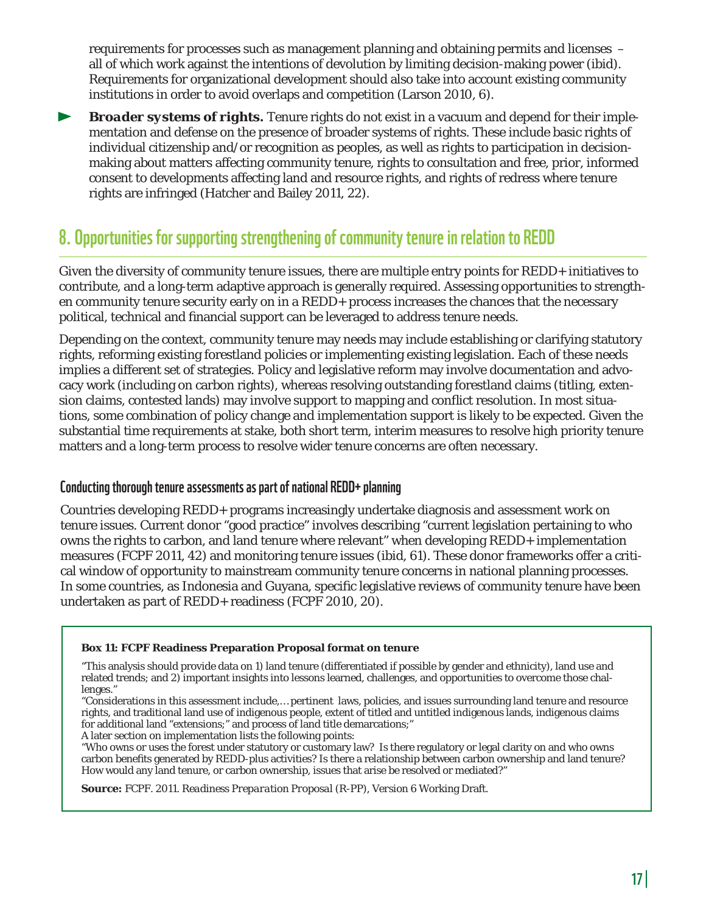requirements for processes such as management planning and obtaining permits and licenses – all of which work against the intentions of devolution by limiting decision-making power (ibid). Requirements for organizational development should also take into account existing community institutions in order to avoid overlaps and competition (Larson 2010, 6).

- **Broader systems of rights.** Tenure rights do not exist in a vacuum and depend for their implementation and defense on the presence of broader systems of rights. These include basic rights of individual citizenship and/or recognition as peoples, as well as rights to participation in decision-making about matters affecting community tenure, rights to consultation and free, prior, informed consent to developments affecting land and resource rights, and rights of redress where tenure rights are infringed (Hatcher and Bailey 2011, 22).

## 8. Opportunities for supporting strengthening of community tenure in relation to REDD

Given the diversity of community tenure issues, there are multiple entry points for REDD+ initiatives to contribute, and a long-term adaptive approach is generally required. Assessing opportunities to strengthen community tenure security early on in a REDD+ process increases the chances that the necessary political, technical and financial support can be leveraged to address tenure needs.

Depending on the context, community tenure may needs may include establishing or clarifying statutory rights, reforming existing forestland policies or implementing existing legislation. Each of these needs implies a different set of strategies. Policy and legislative reform may involve documentation and advocacy work (including on carbon rights), whereas resolving outstanding forestland claims (titling, extension claims, contested lands) may involve support to mapping and conflict resolution. In most situations, some combination of policy change and implementation support is likely to be expected. Given the substantial time requirements at stake, both short term, interim measures to resolve high priority tenure matters and a long-term process to resolve wider tenure concerns are often necessary.

### Conducting thorough tenure assessments as part of national REDD+ planning

Countries developing REDD+ programs increasingly undertake diagnosis and assessment work on tenure issues. Current donor "good practice" involves describing "current legislation pertaining to who owns the rights to carbon, and land tenure where relevant" when developing REDD+ implementation measures (FCPF 2011, 42) and monitoring tenure issues (ibid, 61). These donor frameworks offer a critical window of opportunity to mainstream community tenure concerns in national planning processes. In some countries, as Indonesia and Guyana, specific legislative reviews of community tenure have been undertaken as part of REDD+ readiness (FCPF 2010, 20).

> **Box 11: FCPF Readiness Preparation Proposal format on tenure**
>
> "This analysis should provide data on 1) land tenure (differentiated if possible by gender and ethnicity), land use and related trends; and 2) important insights into lessons learned, challenges, and opportunities to overcome those challenges."
>
> "Considerations in this assessment include,… pertinent laws, policies, and issues surrounding land tenure and resource rights, and traditional land use of indigenous people, extent of titled and untitled indigenous lands, indigenous claims for additional land "extensions;" and process of land title demarcations;"
>
> A later section on implementation lists the following points:
>
> "Who owns or uses the forest under statutory or customary law? Is there regulatory or legal clarity on and who owns carbon benefits generated by REDD-plus activities? Is there a relationship between carbon ownership and land tenure? How would any land tenure, or carbon ownership, issues that arise be resolved or mediated?"
>
> **Source:** FCPF. 2011. *Readiness Preparation Proposal (R-PP), Version 6 Working Draft.*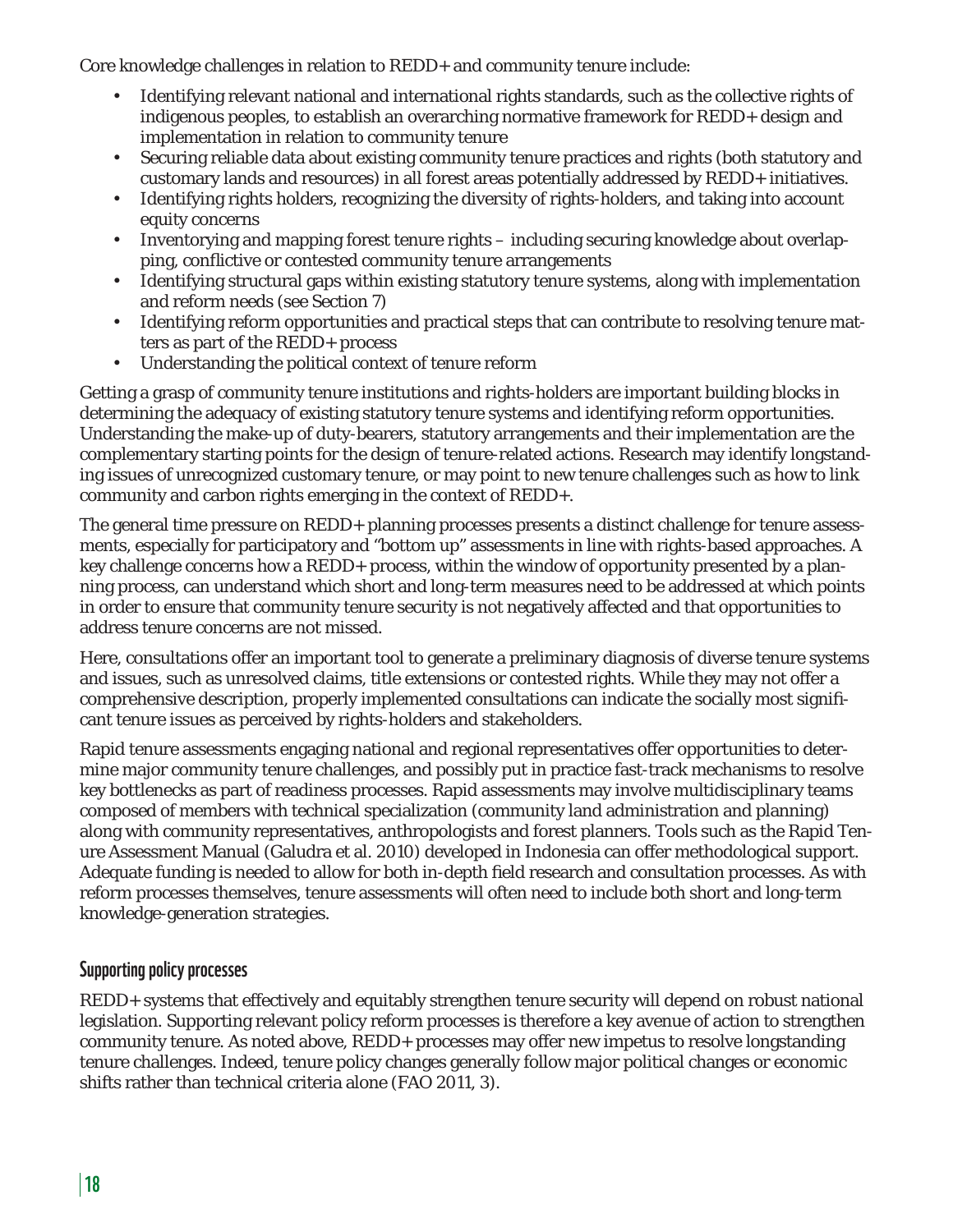Core knowledge challenges in relation to REDD+ and community tenure include:

- Identifying relevant national and international rights standards, such as the collective rights of indigenous peoples, to establish an overarching normative framework for REDD+ design and implementation in relation to community tenure
- Securing reliable data about existing community tenure practices and rights (both statutory and customary lands and resources) in all forest areas potentially addressed by REDD+ initiatives.
- Identifying rights holders, recognizing the diversity of rights-holders, and taking into account equity concerns
- Inventorying and mapping forest tenure rights – including securing knowledge about overlapping, conflictive or contested community tenure arrangements
- Identifying structural gaps within existing statutory tenure systems, along with implementation and reform needs (see Section 7)
- Identifying reform opportunities and practical steps that can contribute to resolving tenure matters as part of the REDD+ process
- Understanding the political context of tenure reform

Getting a grasp of community tenure institutions and rights-holders are important building blocks in determining the adequacy of existing statutory tenure systems and identifying reform opportunities. Understanding the make-up of duty-bearers, statutory arrangements and their implementation are the complementary starting points for the design of tenure-related actions. Research may identify longstanding issues of unrecognized customary tenure, or may point to new tenure challenges such as how to link community and carbon rights emerging in the context of REDD+.

The general time pressure on REDD+ planning processes presents a distinct challenge for tenure assessments, especially for participatory and "bottom up" assessments in line with rights-based approaches. A key challenge concerns how a REDD+ process, within the window of opportunity presented by a planning process, can understand which short and long-term measures need to be addressed at which points in order to ensure that community tenure security is not negatively affected and that opportunities to address tenure concerns are not missed.

Here, consultations offer an important tool to generate a preliminary diagnosis of diverse tenure systems and issues, such as unresolved claims, title extensions or contested rights. While they may not offer a comprehensive description, properly implemented consultations can indicate the socially most significant tenure issues as perceived by rights-holders and stakeholders.

Rapid tenure assessments engaging national and regional representatives offer opportunities to determine major community tenure challenges, and possibly put in practice fast-track mechanisms to resolve key bottlenecks as part of readiness processes. Rapid assessments may involve multidisciplinary teams composed of members with technical specialization (community land administration and planning) along with community representatives, anthropologists and forest planners. Tools such as the Rapid Tenure Assessment Manual (Galudra et al. 2010) developed in Indonesia can offer methodological support. Adequate funding is needed to allow for both in-depth field research and consultation processes. As with reform processes themselves, tenure assessments will often need to include both short and long-term knowledge-generation strategies.

### Supporting policy processes

REDD+ systems that effectively and equitably strengthen tenure security will depend on robust national legislation. Supporting relevant policy reform processes is therefore a key avenue of action to strengthen community tenure. As noted above, REDD+ processes may offer new impetus to resolve longstanding tenure challenges. Indeed, tenure policy changes generally follow major political changes or economic shifts rather than technical criteria alone (FAO 2011, 3).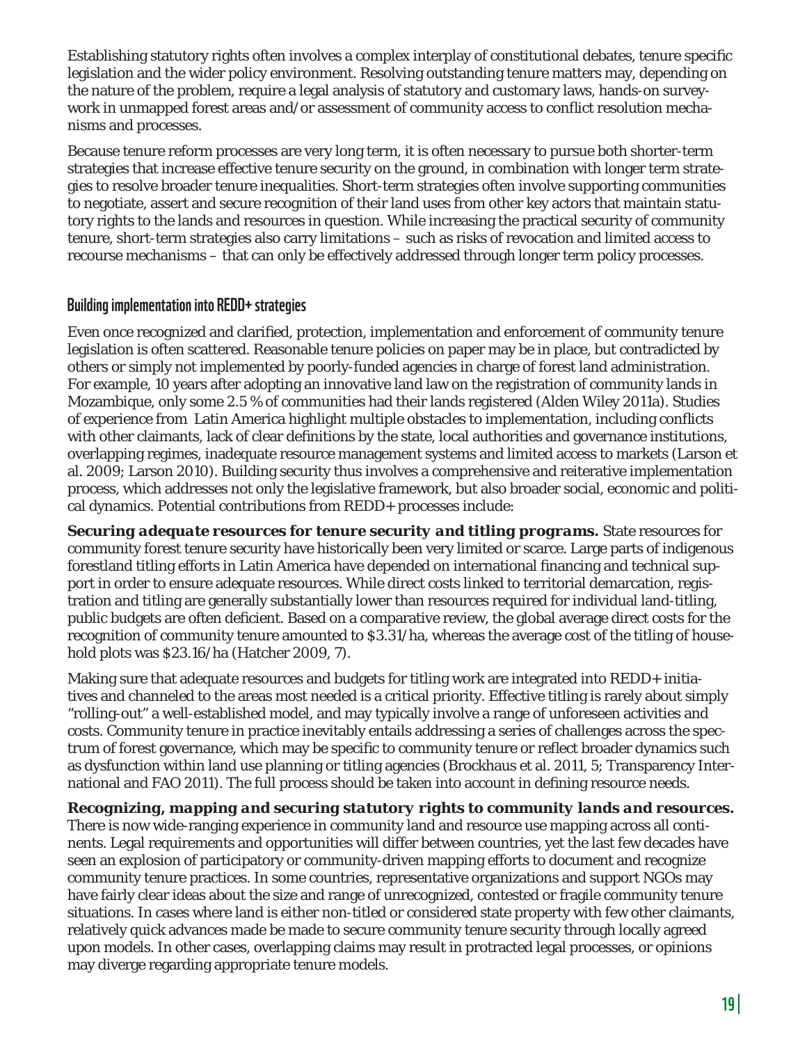Establishing statutory rights often involves a complex interplay of constitutional debates, tenure specific legislation and the wider policy environment. Resolving outstanding tenure matters may, depending on the nature of the problem, require a legal analysis of statutory and customary laws, hands-on survey-work in unmapped forest areas and/or assessment of community access to conflict resolution mechanisms and processes.

Because tenure reform processes are very long term, it is often necessary to pursue both shorter-term strategies that increase effective tenure security on the ground, in combination with longer term strategies to resolve broader tenure inequalities. Short-term strategies often involve supporting communities to negotiate, assert and secure recognition of their land uses from other key actors that maintain statutory rights to the lands and resources in question. While increasing the practical security of community tenure, short-term strategies also carry limitations – such as risks of revocation and limited access to recourse mechanisms – that can only be effectively addressed through longer term policy processes.

### Building implementation into REDD+ strategies

Even once recognized and clarified, protection, implementation and enforcement of community tenure legislation is often scattered. Reasonable tenure policies on paper may be in place, but contradicted by others or simply not implemented by poorly-funded agencies in charge of forest land administration. For example, 10 years after adopting an innovative land law on the registration of community lands in Mozambique, only some 2.5 % of communities had their lands registered (Alden Wiley 2011a). Studies of experience from Latin America highlight multiple obstacles to implementation, including conflicts with other claimants, lack of clear definitions by the state, local authorities and governance institutions, overlapping regimes, inadequate resource management systems and limited access to markets (Larson et al. 2009; Larson 2010). Building security thus involves a comprehensive and reiterative implementation process, which addresses not only the legislative framework, but also broader social, economic and political dynamics. Potential contributions from REDD+ processes include:

***Securing adequate resources for tenure security and titling programs.*** State resources for community forest tenure security have historically been very limited or scarce. Large parts of indigenous forestland titling efforts in Latin America have depended on international financing and technical support in order to ensure adequate resources. While direct costs linked to territorial demarcation, registration and titling are generally substantially lower than resources required for individual land-titling, public budgets are often deficient. Based on a comparative review, the global average direct costs for the recognition of community tenure amounted to $3.31/ha, whereas the average cost of the titling of household plots was $23.16/ha (Hatcher 2009, 7).

Making sure that adequate resources and budgets for titling work are integrated into REDD+ initiatives and channeled to the areas most needed is a critical priority. Effective titling is rarely about simply "rolling-out" a well-established model, and may typically involve a range of unforeseen activities and costs. Community tenure in practice inevitably entails addressing a series of challenges across the spectrum of forest governance, which may be specific to community tenure or reflect broader dynamics such as dysfunction within land use planning or titling agencies (Brockhaus et al. 2011, 5; Transparency International and FAO 2011). The full process should be taken into account in defining resource needs.

***Recognizing, mapping and securing statutory rights to community lands and resources.*** There is now wide-ranging experience in community land and resource use mapping across all continents. Legal requirements and opportunities will differ between countries, yet the last few decades have seen an explosion of participatory or community-driven mapping efforts to document and recognize community tenure practices. In some countries, representative organizations and support NGOs may have fairly clear ideas about the size and range of unrecognized, contested or fragile community tenure situations. In cases where land is either non-titled or considered state property with few other claimants, relatively quick advances made be made to secure community tenure security through locally agreed upon models. In other cases, overlapping claims may result in protracted legal processes, or opinions may diverge regarding appropriate tenure models.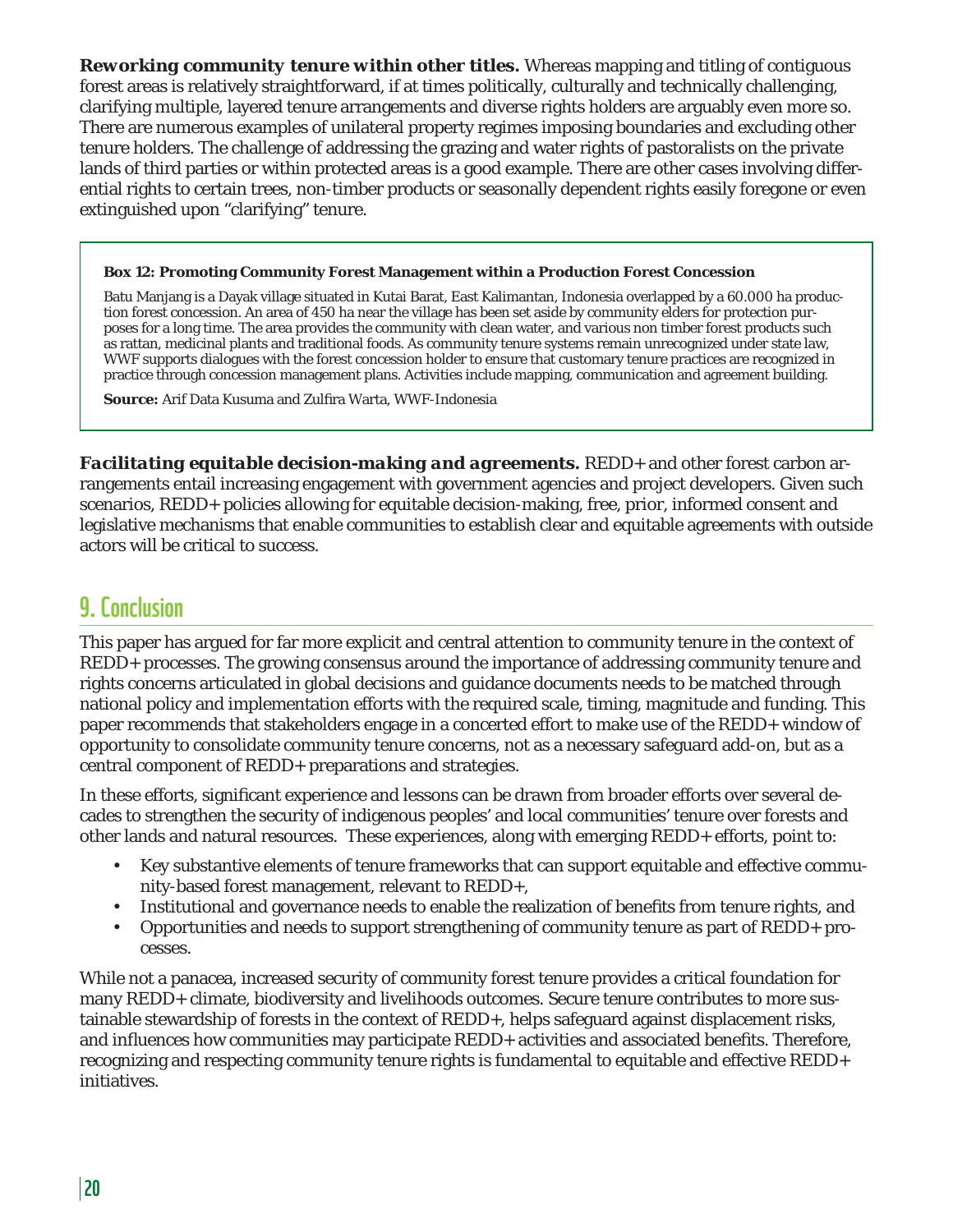**_Reworking community tenure within other titles._** Whereas mapping and titling of contiguous forest areas is relatively straightforward, if at times politically, culturally and technically challenging, clarifying multiple, layered tenure arrangements and diverse rights holders are arguably even more so. There are numerous examples of unilateral property regimes imposing boundaries and excluding other tenure holders. The challenge of addressing the grazing and water rights of pastoralists on the private lands of third parties or within protected areas is a good example. There are other cases involving differential rights to certain trees, non-timber products or seasonally dependent rights easily foregone or even extinguished upon "clarifying" tenure.

> **Box 12: Promoting Community Forest Management within a Production Forest Concession**
>
> Batu Manjang is a Dayak village situated in Kutai Barat, East Kalimantan, Indonesia overlapped by a 60.000 ha production forest concession. An area of 450 ha near the village has been set aside by community elders for protection purposes for a long time. The area provides the community with clean water, and various non timber forest products such as rattan, medicinal plants and traditional foods. As community tenure systems remain unrecognized under state law, WWF supports dialogues with the forest concession holder to ensure that customary tenure practices are recognized in practice through concession management plans. Activities include mapping, communication and agreement building.
>
> **Source:** Arif Data Kusuma and Zulfira Warta, WWF-Indonesia

**_Facilitating equitable decision-making and agreements._** REDD+ and other forest carbon arrangements entail increasing engagement with government agencies and project developers. Given such scenarios, REDD+ policies allowing for equitable decision-making, free, prior, informed consent and legislative mechanisms that enable communities to establish clear and equitable agreements with outside actors will be critical to success.

## 9. Conclusion

This paper has argued for far more explicit and central attention to community tenure in the context of REDD+ processes. The growing consensus around the importance of addressing community tenure and rights concerns articulated in global decisions and guidance documents needs to be matched through national policy and implementation efforts with the required scale, timing, magnitude and funding. This paper recommends that stakeholders engage in a concerted effort to make use of the REDD+ window of opportunity to consolidate community tenure concerns, not as a necessary safeguard add-on, but as a central component of REDD+ preparations and strategies.

In these efforts, significant experience and lessons can be drawn from broader efforts over several decades to strengthen the security of indigenous peoples' and local communities' tenure over forests and other lands and natural resources. These experiences, along with emerging REDD+ efforts, point to:

- Key substantive elements of tenure frameworks that can support equitable and effective community-based forest management, relevant to REDD+,
- Institutional and governance needs to enable the realization of benefits from tenure rights, and
- Opportunities and needs to support strengthening of community tenure as part of REDD+ processes.

While not a panacea, increased security of community forest tenure provides a critical foundation for many REDD+ climate, biodiversity and livelihoods outcomes. Secure tenure contributes to more sustainable stewardship of forests in the context of REDD+, helps safeguard against displacement risks, and influences how communities may participate REDD+ activities and associated benefits. Therefore, recognizing and respecting community tenure rights is fundamental to equitable and effective REDD+ initiatives.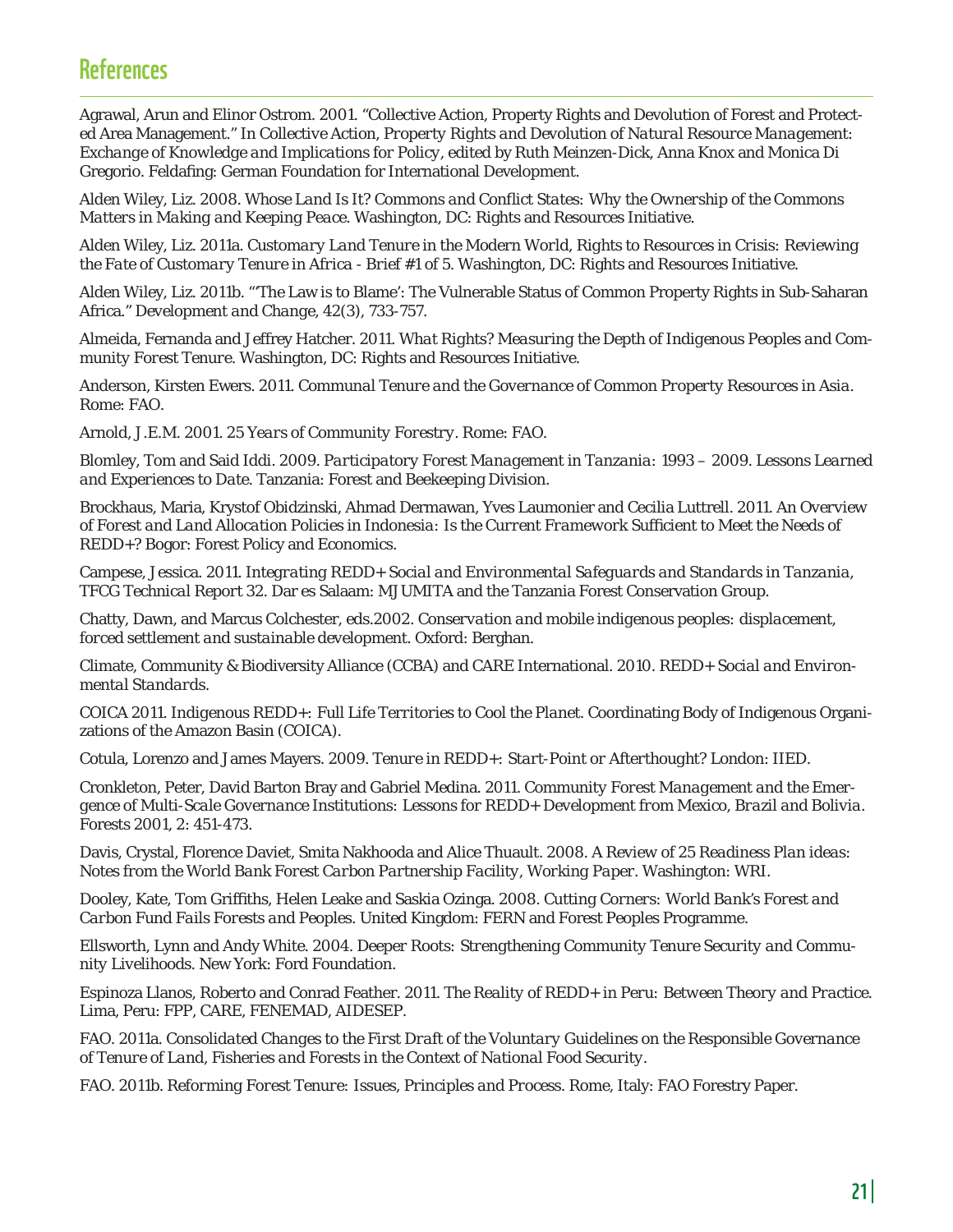# References

Agrawal, Arun and Elinor Ostrom. 2001. "Collective Action, Property Rights and Devolution of Forest and Protected Area Management." In *Collective Action, Property Rights and Devolution of Natural Resource Management: Exchange of Knowledge and Implications for Policy*, edited by Ruth Meinzen-Dick, Anna Knox and Monica Di Gregorio. Feldafing: German Foundation for International Development.

Alden Wiley, Liz. 2008. *Whose Land Is It? Commons and Conflict States: Why the Ownership of the Commons Matters in Making and Keeping Peace*. Washington, DC: Rights and Resources Initiative.

Alden Wiley, Liz. 2011a. *Customary Land Tenure in the Modern World, Rights to Resources in Crisis: Reviewing the Fate of Customary Tenure in Africa - Brief #1 of 5*. Washington, DC: Rights and Resources Initiative.

Alden Wiley, Liz. 2011b. "'The Law is to Blame': The Vulnerable Status of Common Property Rights in Sub-Saharan Africa." *Development and Change*, 42(3), 733-757.

Almeida, Fernanda and Jeffrey Hatcher. 2011. *What Rights? Measuring the Depth of Indigenous Peoples and Community Forest Tenure*. Washington, DC: Rights and Resources Initiative.

Anderson, Kirsten Ewers. 2011. *Communal Tenure and the Governance of Common Property Resources in Asia*. Rome: FAO.

Arnold, J.E.M. 2001. *25 Years of Community Forestry*. Rome: FAO.

Blomley, Tom and Said Iddi. 2009. *Participatory Forest Management in Tanzania: 1993 – 2009. Lessons Learned and Experiences to Date*. Tanzania: Forest and Beekeeping Division.

Brockhaus, Maria, Krystof Obidzinski, Ahmad Dermawan, Yves Laumonier and Cecilia Luttrell. 2011. An Overview of *Forest and Land Allocation Policies in Indonesia: Is the Current Framework Sufficient to Meet the Needs of REDD+?* Bogor: Forest Policy and Economics.

Campese, Jessica. 2011. *Integrating REDD+ Social and Environmental Safeguards and Standards in Tanzania*, TFCG Technical Report 32. Dar es Salaam: MJUMITA and the Tanzania Forest Conservation Group.

Chatty, Dawn, and Marcus Colchester, eds.2002. *Conservation and mobile indigenous peoples: displacement, forced settlement and sustainable development*. Oxford: Berghan.

Climate, Community & Biodiversity Alliance (CCBA) and CARE International. 2010. *REDD+ Social and Environmental Standards*.

COICA 2011. *Indigenous REDD+: Full Life Territories to Cool the Planet*. Coordinating Body of Indigenous Organizations of the Amazon Basin (COICA).

Cotula, Lorenzo and James Mayers. 2009. *Tenure in REDD+: Start-Point or Afterthought?* London: IIED.

Cronkleton, Peter, David Barton Bray and Gabriel Medina. 2011. *Community Forest Management and the Emergence of Multi-Scale Governance Institutions: Lessons for REDD+ Development from Mexico, Brazil and Bolivia*. Forests 2001, 2: 451-473.

Davis, Crystal, Florence Daviet, Smita Nakhooda and Alice Thuault. 2008. *A Review of 25 Readiness Plan ideas: Notes from the World Bank Forest Carbon Partnership Facility, Working Paper*. Washington: WRI.

Dooley, Kate, Tom Griffiths, Helen Leake and Saskia Ozinga. 2008. *Cutting Corners: World Bank's Forest and Carbon Fund Fails Forests and Peoples*. United Kingdom: FERN and Forest Peoples Programme.

Ellsworth, Lynn and Andy White. 2004. *Deeper Roots: Strengthening Community Tenure Security and Community Livelihoods*. New York: Ford Foundation.

Espinoza Llanos, Roberto and Conrad Feather. 2011. *The Reality of REDD+ in Peru: Between Theory and Practice*. Lima, Peru: FPP, CARE, FENEMAD, AIDESEP.

FAO. 2011a. *Consolidated Changes to the First Draft of the Voluntary Guidelines on the Responsible Governance of Tenure of Land, Fisheries and Forests in the Context of National Food Security*.

FAO. 2011b. *Reforming Forest Tenure: Issues, Principles and Process*. Rome, Italy: FAO Forestry Paper.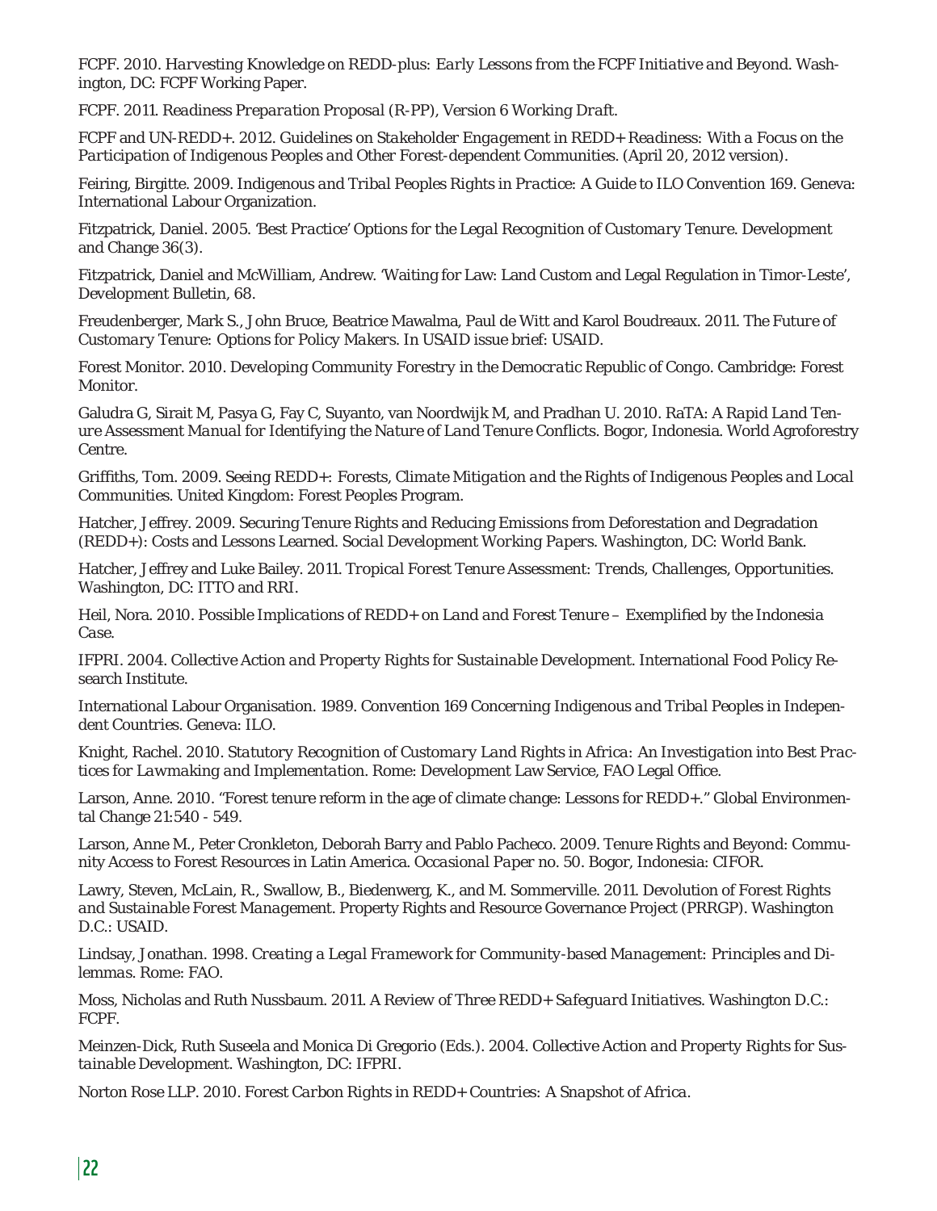FCPF. 2010. *Harvesting Knowledge on REDD-plus: Early Lessons from the FCPF Initiative and Beyond.* Washington, DC: FCPF Working Paper.

FCPF. 2011. *Readiness Preparation Proposal (R-PP), Version 6 Working Draft.*

FCPF and UN-REDD+. 2012. *Guidelines on Stakeholder Engagement in REDD+ Readiness: With a Focus on the Participation of Indigenous Peoples and Other Forest-dependent Communities.* (April 20, 2012 version).

Feiring, Birgitte. 2009. *Indigenous and Tribal Peoples Rights in Practice: A Guide to ILO Convention 169.* Geneva: International Labour Organization.

Fitzpatrick, Daniel. 2005. *'Best Practice' Options for the Legal Recognition of Customary Tenure.* Development and Change 36(3).

Fitzpatrick, Daniel and McWilliam, Andrew. 'Waiting for Law: Land Custom and Legal Regulation in Timor-Leste', Development Bulletin, 68.

Freudenberger, Mark S., John Bruce, Beatrice Mawalma, Paul de Witt and Karol Boudreaux. 2011. *The Future of Customary Tenure: Options for Policy Makers.* In USAID issue brief: USAID.

Forest Monitor. 2010. *Developing Community Forestry in the Democratic Republic of Congo.* Cambridge: Forest Monitor.

Galudra G, Sirait M, Pasya G, Fay C, Suyanto, van Noordwijk M, and Pradhan U. 2010. *RaTA: A Rapid Land Tenure Assessment Manual for Identifying the Nature of Land Tenure Conflicts.* Bogor, Indonesia. World Agroforestry Centre.

Griffiths, Tom. 2009. *Seeing REDD+: Forests, Climate Mitigation and the Rights of Indigenous Peoples and Local Communities.* United Kingdom: Forest Peoples Program.

Hatcher, Jeffrey. 2009. *Securing Tenure Rights and Reducing Emissions from Deforestation and Degradation (REDD+): Costs and Lessons Learned.* Social Development Working Papers. Washington, DC: World Bank.

Hatcher, Jeffrey and Luke Bailey. 2011. *Tropical Forest Tenure Assessment: Trends, Challenges, Opportunities.* Washington, DC: ITTO and RRI.

Heil, Nora. 2010. *Possible Implications of REDD+ on Land and Forest Tenure – Exemplified by the Indonesia Case.*

IFPRI. 2004. *Collective Action and Property Rights for Sustainable Development.* International Food Policy Research Institute.

International Labour Organisation. 1989. *Convention 169 Concerning Indigenous and Tribal Peoples in Independent Countries.* Geneva: ILO.

Knight, Rachel. 2010. *Statutory Recognition of Customary Land Rights in Africa: An Investigation into Best Practices for Lawmaking and Implementation.* Rome: Development Law Service, FAO Legal Office.

Larson, Anne. 2010. "Forest tenure reform in the age of climate change: Lessons for REDD+." Global Environmental Change 21:540 - 549.

Larson, Anne M., Peter Cronkleton, Deborah Barry and Pablo Pacheco. 2009. Tenure Rights and Beyond: Community Access to Forest Resources in Latin America. *Occasional Paper no. 50.* Bogor, Indonesia: CIFOR.

Lawry, Steven, McLain, R., Swallow, B., Biedenwerg, K., and M. Sommerville. 2011. *Devolution of Forest Rights and Sustainable Forest Management.* Property Rights and Resource Governance Project (PRRGP). Washington D.C.: USAID.

Lindsay, Jonathan. 1998. *Creating a Legal Framework for Community-based Management: Principles and Dilemmas.* Rome: FAO.

Moss, Nicholas and Ruth Nussbaum. 2011. *A Review of Three REDD+ Safeguard Initiatives.* Washington D.C.: FCPF.

Meinzen-Dick, Ruth Suseela and Monica Di Gregorio (Eds.). 2004. *Collective Action and Property Rights for Sustainable Development.* Washington, DC: IFPRI.

Norton Rose LLP. 2010. *Forest Carbon Rights in REDD+ Countries: A Snapshot of Africa.*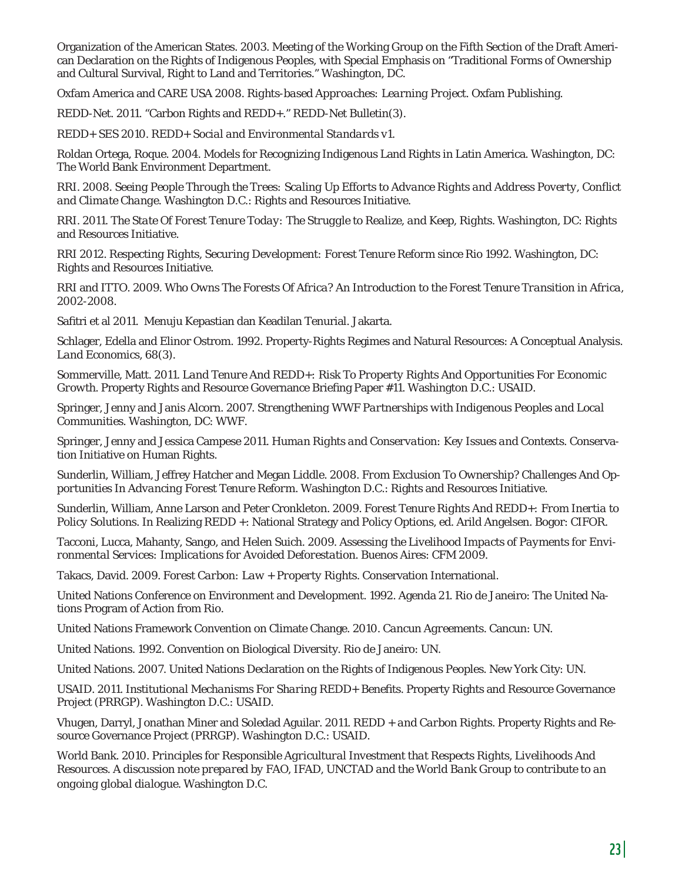Organization of the American States. 2003. Meeting of the Working Group on the Fifth Section of the Draft American Declaration on the Rights of Indigenous Peoples, with Special Emphasis on "Traditional Forms of Ownership and Cultural Survival, Right to Land and Territories." Washington, DC.

Oxfam America and CARE USA 2008. *Rights-based Approaches: Learning Project*. Oxfam Publishing.

REDD-Net. 2011. "Carbon Rights and REDD+." REDD-Net Bulletin(3).

REDD+ SES 2010. *REDD+ Social and Environmental Standards v1.*

Roldan Ortega, Roque. 2004. Models for Recognizing Indigenous Land Rights in Latin America. Washington, DC: The World Bank Environment Department.

RRI. 2008. *Seeing People Through the Trees: Scaling Up Efforts to Advance Rights and Address Poverty, Conflict and Climate Change*. Washington D.C.: Rights and Resources Initiative.

RRI. 2011. *The State Of Forest Tenure Today: The Struggle to Realize, and Keep, Rights*. Washington, DC: Rights and Resources Initiative.

RRI 2012. *Respecting Rights, Securing Development: Forest Tenure Reform since Rio 1992*. Washington, DC: Rights and Resources Initiative.

RRI and ITTO. 2009. *Who Owns The Forests Of Africa? An Introduction to the Forest Tenure Transition in Africa, 2002-2008.*

Safitri et al 2011. Menuju Kepastian dan Keadilan Tenurial. Jakarta.

Schlager, Edella and Elinor Ostrom. 1992. Property-Rights Regimes and Natural Resources: A Conceptual Analysis. *Land Economics*, 68(3).

Sommerville, Matt. 2011. *Land Tenure And REDD+: Risk To Property Rights And Opportunities For Economic Growth*. Property Rights and Resource Governance Briefing Paper #11. Washington D.C.: USAID.

Springer, Jenny and Janis Alcorn. 2007. *Strengthening WWF Partnerships with Indigenous Peoples and Local Communities*. Washington, DC: WWF.

Springer, Jenny and Jessica Campese 2011. *Human Rights and Conservation: Key Issues and Contexts*. Conservation Initiative on Human Rights.

Sunderlin, William, Jeffrey Hatcher and Megan Liddle. 2008. *From Exclusion To Ownership? Challenges And Opportunities In Advancing Forest Tenure Reform*. Washington D.C.: Rights and Resources Initiative.

Sunderlin, William, Anne Larson and Peter Cronkleton. 2009. *Forest Tenure Rights And REDD+: From Inertia to Policy Solutions*. In Realizing REDD +: National Strategy and Policy Options, ed. Arild Angelsen. Bogor: CIFOR.

Tacconi, Lucca, Mahanty, Sango, and Helen Suich. 2009. *Assessing the Livelihood Impacts of Payments for Environmental Services: Implications for Avoided Deforestation*. Buenos Aires: CFM 2009.

Takacs, David. 2009. *Forest Carbon: Law + Property Rights*. Conservation International.

United Nations Conference on Environment and Development. 1992. Agenda 21. Rio de Janeiro: The United Nations Program of Action from Rio.

United Nations Framework Convention on Climate Change. 2010. *Cancun Agreements*. Cancun: UN.

United Nations. 1992. Convention on Biological Diversity. Rio de Janeiro: UN.

United Nations. 2007. United Nations Declaration on the Rights of Indigenous Peoples. New York City: UN.

USAID. 2011. *Institutional Mechanisms For Sharing REDD+ Benefits*. Property Rights and Resource Governance Project (PRRGP). Washington D.C.: USAID.

Vhugen, Darryl, Jonathan Miner and Soledad Aguilar. 2011. *REDD + and Carbon Rights*. Property Rights and Resource Governance Project (PRRGP). Washington D.C.: USAID.

World Bank. 2010. *Principles for Responsible Agricultural Investment that Respects Rights, Livelihoods And Resources. A discussion note prepared by FAO, IFAD, UNCTAD and the World Bank Group to contribute to an ongoing global dialogue*. Washington D.C.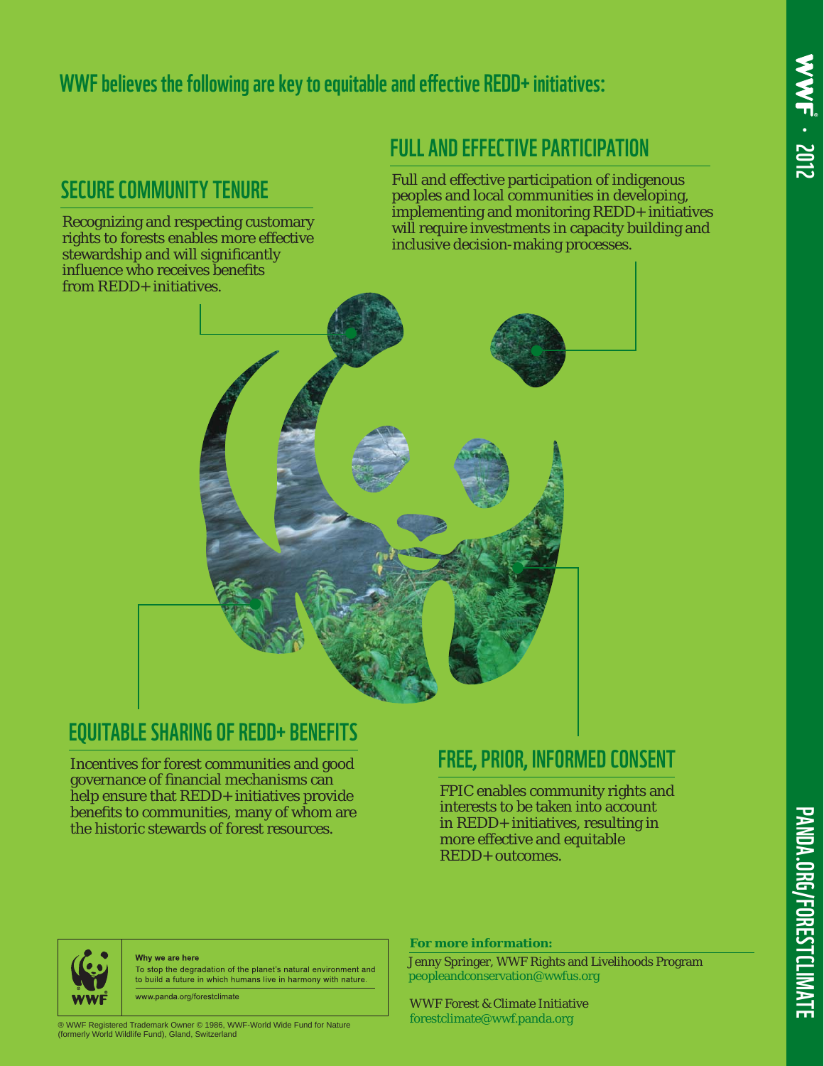## WWF believes the following are key to equitable and effective REDD+ initiatives:

### SECURE COMMUNITY TENURE

Recognizing and respecting customary rights to forests enables more effective stewardship and will significantly influence who receives benefits from REDD+ initiatives.

### FULL AND EFFECTIVE PARTICIPATION

Full and effective participation of indigenous peoples and local communities in developing, implementing and monitoring REDD+ initiatives will require investments in capacity building and inclusive decision-making processes.

### EQUITABLE SHARING OF REDD+ BENEFITS

Incentives for forest communities and good governance of financial mechanisms can help ensure that REDD+ initiatives provide benefits to communities, many of whom are the historic stewards of forest resources.

### FREE, PRIOR, INFORMED CONSENT

FPIC enables community rights and interests to be taken into account in REDD+ initiatives, resulting in more effective and equitable REDD+ outcomes.

**Why we are here**

To stop the degradation of the planet's natural environment and to build a future in which humans live in harmony with nature.

www.panda.org/forestclimate

® WWF Registered Trademark Owner © 1986, WWF-World Wide Fund for Nature (formerly World Wildlife Fund), Gland, Switzerland

**For more information:**

Jenny Springer, WWF Rights and Livelihoods Program
peopleandconservation@wwfus.org

WWF Forest & Climate Initiative
forestclimate@wwf.panda.org

WWF · 2012

PANDA.ORG/FORESTCLIMATE